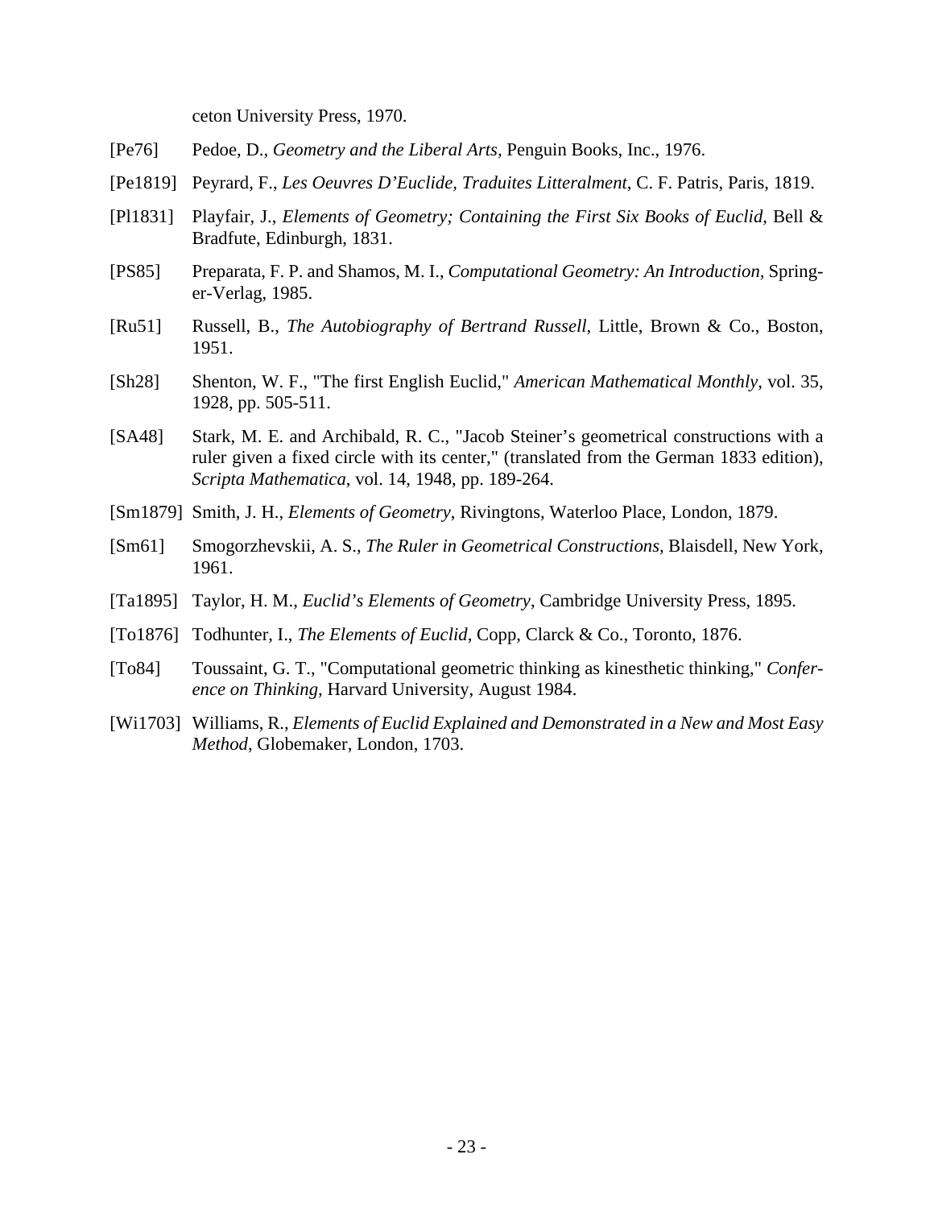ceton University Press, 1970.

[Pe76] Pedoe, D., *Geometry and the Liberal Arts*, Penguin Books, Inc., 1976.

[Pe1819] Peyrard, F., *Les Oeuvres D'Euclide, Traduites Litteralment*, C. F. Patris, Paris, 1819.

[Pl1831] Playfair, J., *Elements of Geometry; Containing the First Six Books of Euclid*, Bell & Bradfute, Edinburgh, 1831.

[PS85] Preparata, F. P. and Shamos, M. I., *Computational Geometry: An Introduction*, Springer-Verlag, 1985.

[Ru51] Russell, B., *The Autobiography of Bertrand Russell*, Little, Brown & Co., Boston, 1951.

[Sh28] Shenton, W. F., "The first English Euclid," *American Mathematical Monthly*, vol. 35, 1928, pp. 505-511.

[SA48] Stark, M. E. and Archibald, R. C., "Jacob Steiner's geometrical constructions with a ruler given a fixed circle with its center," (translated from the German 1833 edition), *Scripta Mathematica*, vol. 14, 1948, pp. 189-264.

[Sm1879] Smith, J. H., *Elements of Geometry*, Rivingtons, Waterloo Place, London, 1879.

[Sm61] Smogorzhevskii, A. S., *The Ruler in Geometrical Constructions*, Blaisdell, New York, 1961.

[Ta1895] Taylor, H. M., *Euclid's Elements of Geometry*, Cambridge University Press, 1895.

[To1876] Todhunter, I., *The Elements of Euclid*, Copp, Clarck & Co., Toronto, 1876.

[To84] Toussaint, G. T., "Computational geometric thinking as kinesthetic thinking," *Conference on Thinking*, Harvard University, August 1984.

[Wi1703] Williams, R., *Elements of Euclid Explained and Demonstrated in a New and Most Easy Method*, Globemaker, London, 1703.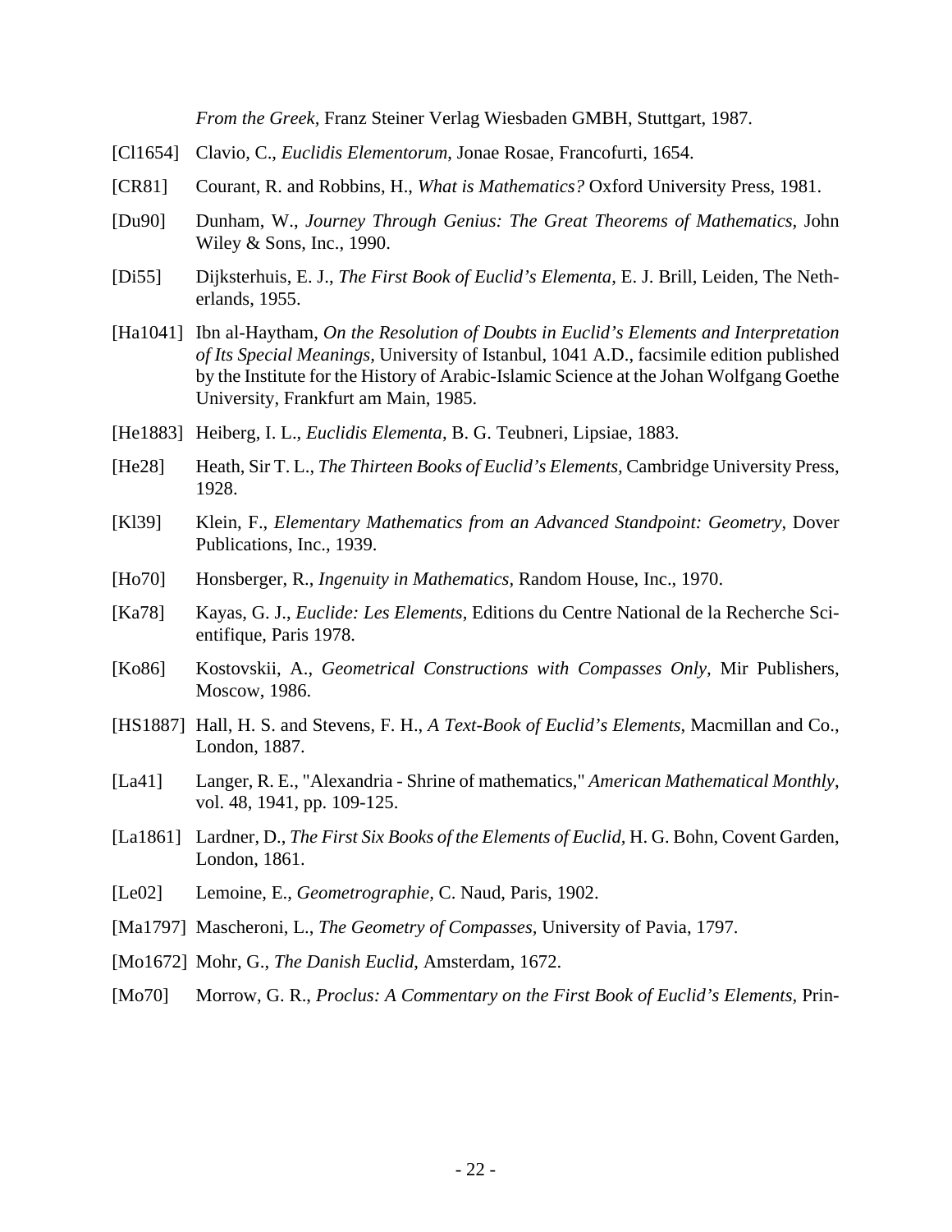*From the Greek*, Franz Steiner Verlag Wiesbaden GMBH, Stuttgart, 1987.

[Cl1654] Clavio, C., *Euclidis Elementorum*, Jonae Rosae, Francofurti, 1654.

[CR81] Courant, R. and Robbins, H., *What is Mathematics?* Oxford University Press, 1981.

[Du90] Dunham, W., *Journey Through Genius: The Great Theorems of Mathematics*, John Wiley & Sons, Inc., 1990.

[Di55] Dijksterhuis, E. J., *The First Book of Euclid's Elementa*, E. J. Brill, Leiden, The Netherlands, 1955.

[Ha1041] Ibn al-Haytham, *On the Resolution of Doubts in Euclid's Elements and Interpretation of Its Special Meanings,* University of Istanbul, 1041 A.D., facsimile edition published by the Institute for the History of Arabic-Islamic Science at the Johan Wolfgang Goethe University, Frankfurt am Main, 1985.

[He1883] Heiberg, I. L., *Euclidis Elementa*, B. G. Teubneri, Lipsiae, 1883.

[He28] Heath, Sir T. L., *The Thirteen Books of Euclid's Elements,* Cambridge University Press, 1928.

[Kl39] Klein, F., *Elementary Mathematics from an Advanced Standpoint: Geometry*, Dover Publications, Inc., 1939.

[Ho70] Honsberger, R., *Ingenuity in Mathematics*, Random House, Inc., 1970.

[Ka78] Kayas, G. J., *Euclide: Les Elements*, Editions du Centre National de la Recherche Scientifique, Paris 1978.

[Ko86] Kostovskii, A., *Geometrical Constructions with Compasses Only,* Mir Publishers, Moscow, 1986.

[HS1887] Hall, H. S. and Stevens, F. H., *A Text-Book of Euclid's Elements*, Macmillan and Co., London, 1887.

[La41] Langer, R. E., "Alexandria - Shrine of mathematics," *American Mathematical Monthly*, vol. 48, 1941, pp. 109-125.

[La1861] Lardner, D., *The First Six Books of the Elements of Euclid,* H. G. Bohn, Covent Garden, London, 1861.

[Le02] Lemoine, E., *Geometrographie*, C. Naud, Paris, 1902.

[Ma1797] Mascheroni, L., *The Geometry of Compasses,* University of Pavia, 1797.

[Mo1672] Mohr, G., *The Danish Euclid,* Amsterdam, 1672.

[Mo70] Morrow, G. R., *Proclus: A Commentary on the First Book of Euclid's Elements,* Prin-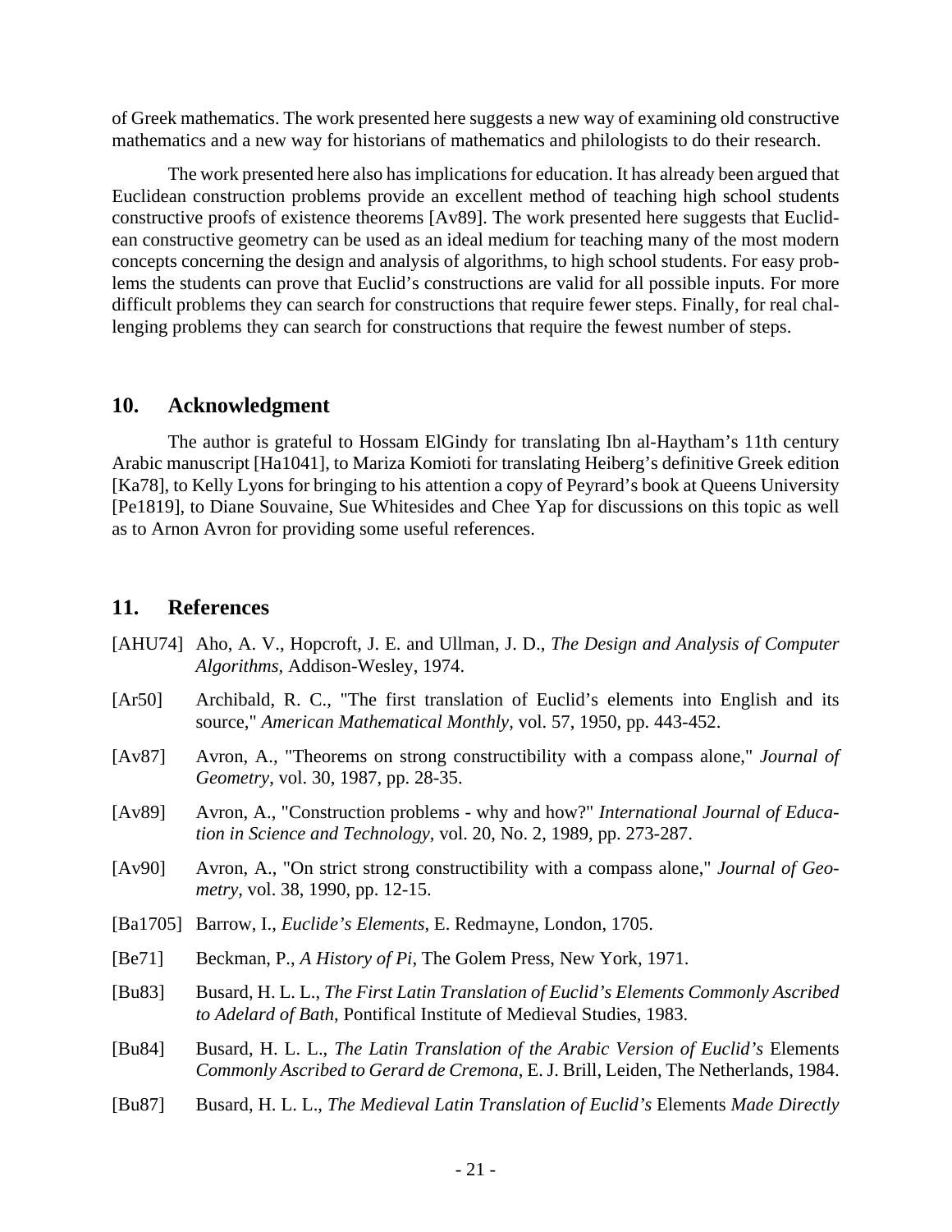of Greek mathematics. The work presented here suggests a new way of examining old constructive mathematics and a new way for historians of mathematics and philologists to do their research.

The work presented here also has implications for education. It has already been argued that Euclidean construction problems provide an excellent method of teaching high school students constructive proofs of existence theorems [Av89]. The work presented here suggests that Euclidean constructive geometry can be used as an ideal medium for teaching many of the most modern concepts concerning the design and analysis of algorithms, to high school students. For easy problems the students can prove that Euclid's constructions are valid for all possible inputs. For more difficult problems they can search for constructions that require fewer steps. Finally, for real challenging problems they can search for constructions that require the fewest number of steps.

## 10. Acknowledgment

The author is grateful to Hossam ElGindy for translating Ibn al-Haytham's 11th century Arabic manuscript [Ha1041], to Mariza Komioti for translating Heiberg's definitive Greek edition [Ka78], to Kelly Lyons for bringing to his attention a copy of Peyrard's book at Queens University [Pe1819], to Diane Souvaine, Sue Whitesides and Chee Yap for discussions on this topic as well as to Arnon Avron for providing some useful references.

## 11. References

[AHU74] Aho, A. V., Hopcroft, J. E. and Ullman, J. D., *The Design and Analysis of Computer Algorithms,* Addison-Wesley, 1974.

[Ar50] Archibald, R. C., "The first translation of Euclid's elements into English and its source," *American Mathematical Monthly,* vol. 57, 1950, pp. 443-452.

[Av87] Avron, A., "Theorems on strong constructibility with a compass alone," *Journal of Geometry*, vol. 30, 1987, pp. 28-35.

[Av89] Avron, A., "Construction problems - why and how?" *International Journal of Education in Science and Technology,* vol. 20, No. 2, 1989, pp. 273-287.

[Av90] Avron, A., "On strict strong constructibility with a compass alone," *Journal of Geometry*, vol. 38, 1990, pp. 12-15.

[Ba1705] Barrow, I., *Euclide's Elements*, E. Redmayne, London, 1705.

[Be71] Beckman, P., *A History of Pi*, The Golem Press, New York, 1971.

[Bu83] Busard, H. L. L., *The First Latin Translation of Euclid's Elements Commonly Ascribed to Adelard of Bath*, Pontifical Institute of Medieval Studies, 1983.

[Bu84] Busard, H. L. L., *The Latin Translation of the Arabic Version of Euclid's* Elements *Commonly Ascribed to Gerard de Cremona*, E. J. Brill, Leiden, The Netherlands, 1984.

[Bu87] Busard, H. L. L., *The Medieval Latin Translation of Euclid's* Elements *Made Directly*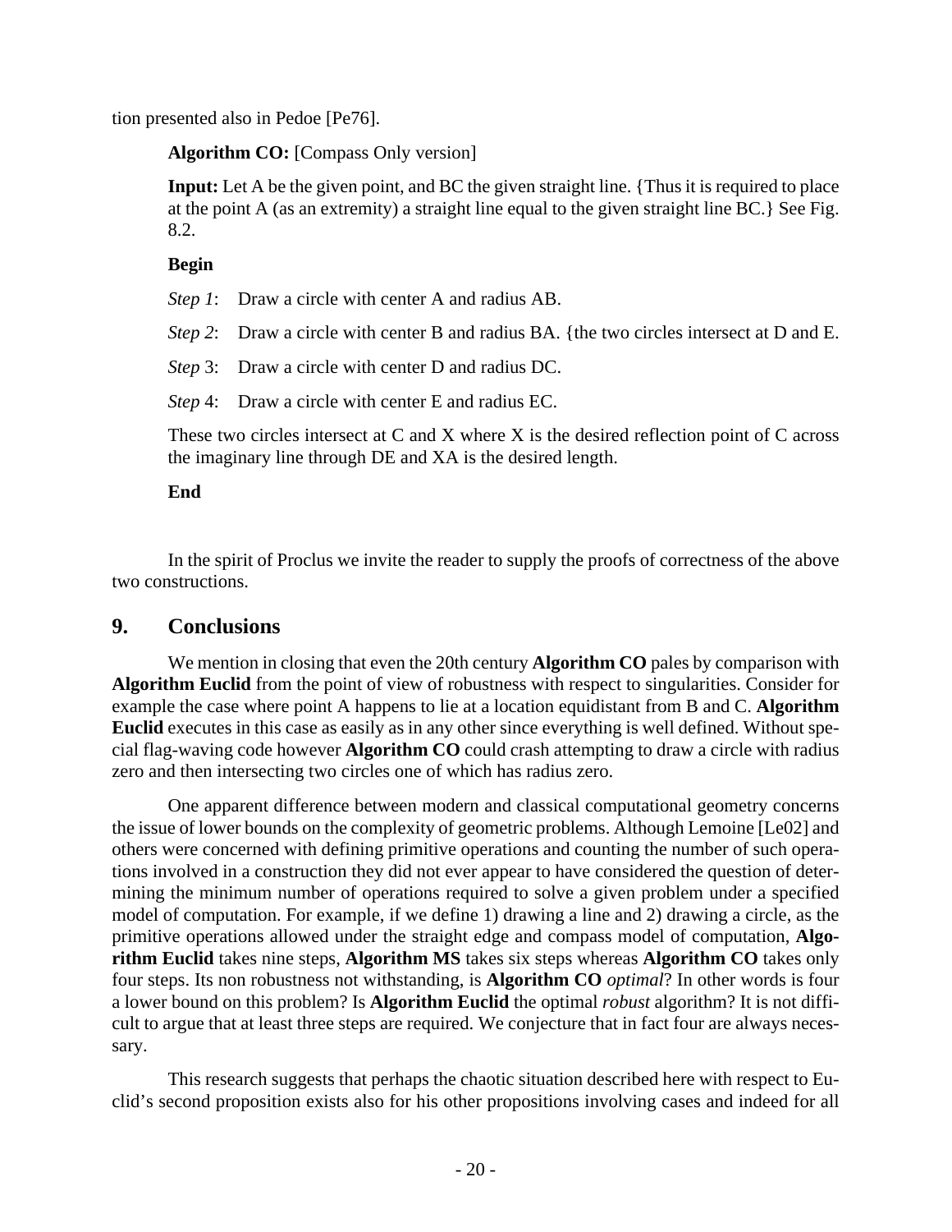tion presented also in Pedoe [Pe76].

> **Algorithm CO:** [Compass Only version]
>
> **Input:** Let A be the given point, and BC the given straight line. {Thus it is required to place at the point A (as an extremity) a straight line equal to the given straight line BC.} See Fig. 8.2.
>
> **Begin**
>
> *Step 1*: Draw a circle with center A and radius AB.
>
> *Step 2*: Draw a circle with center B and radius BA. {the two circles intersect at D and E.
>
> *Step* 3: Draw a circle with center D and radius DC.
>
> *Step* 4: Draw a circle with center E and radius EC.
>
> These two circles intersect at C and X where X is the desired reflection point of C across the imaginary line through DE and XA is the desired length.
>
> **End**

In the spirit of Proclus we invite the reader to supply the proofs of correctness of the above two constructions.

## 9. Conclusions

We mention in closing that even the 20th century **Algorithm CO** pales by comparison with **Algorithm Euclid** from the point of view of robustness with respect to singularities. Consider for example the case where point A happens to lie at a location equidistant from B and C. **Algorithm Euclid** executes in this case as easily as in any other since everything is well defined. Without special flag-waving code however **Algorithm CO** could crash attempting to draw a circle with radius zero and then intersecting two circles one of which has radius zero.

One apparent difference between modern and classical computational geometry concerns the issue of lower bounds on the complexity of geometric problems. Although Lemoine [Le02] and others were concerned with defining primitive operations and counting the number of such operations involved in a construction they did not ever appear to have considered the question of determining the minimum number of operations required to solve a given problem under a specified model of computation. For example, if we define 1) drawing a line and 2) drawing a circle, as the primitive operations allowed under the straight edge and compass model of computation, **Algorithm Euclid** takes nine steps, **Algorithm MS** takes six steps whereas **Algorithm CO** takes only four steps. Its non robustness not withstanding, is **Algorithm CO** *optimal*? In other words is four a lower bound on this problem? Is **Algorithm Euclid** the optimal *robust* algorithm? It is not difficult to argue that at least three steps are required. We conjecture that in fact four are always necessary.

This research suggests that perhaps the chaotic situation described here with respect to Euclid's second proposition exists also for his other propositions involving cases and indeed for all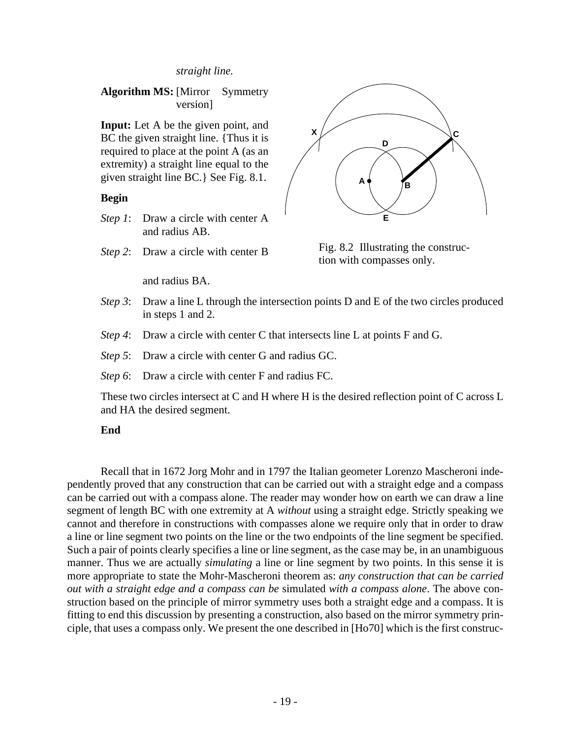*straight line.*

**Algorithm MS:** [Mirror Symmetry version]

**Input:** Let A be the given point, and BC the given straight line. {Thus it is required to place at the point A (as an extremity) a straight line equal to the given straight line BC.} See Fig. 8.1.

**Begin**

*Step 1*: Draw a circle with center A and radius AB.

*Step 2*: Draw a circle with center B and radius BA.

*Step 3*: Draw a line L through the intersection points D and E of the two circles produced in steps 1 and 2.

*Step 4*: Draw a circle with center C that intersects line L at points F and G.

*Step 5*: Draw a circle with center G and radius GC.

*Step 6*: Draw a circle with center F and radius FC.

These two circles intersect at C and H where H is the desired reflection point of C across L and HA the desired segment.

**End**

Fig. 8.2 Illustrating the construction with compasses only.

Recall that in 1672 Jorg Mohr and in 1797 the Italian geometer Lorenzo Mascheroni independently proved that any construction that can be carried out with a straight edge and a compass can be carried out with a compass alone. The reader may wonder how on earth we can draw a line segment of length BC with one extremity at A *without* using a straight edge. Strictly speaking we cannot and therefore in constructions with compasses alone we require only that in order to draw a line or line segment two points on the line or the two endpoints of the line segment be specified. Such a pair of points clearly specifies a line or line segment, as the case may be, in an unambiguous manner. Thus we are actually *simulating* a line or line segment by two points. In this sense it is more appropriate to state the Mohr-Mascheroni theorem as: *any construction that can be carried out with a straight edge and a compass can be* simulated *with a compass alone*. The above construction based on the principle of mirror symmetry uses both a straight edge and a compass. It is fitting to end this discussion by presenting a construction, also based on the mirror symmetry principle, that uses a compass only. We present the one described in [Ho70] which is the first construc-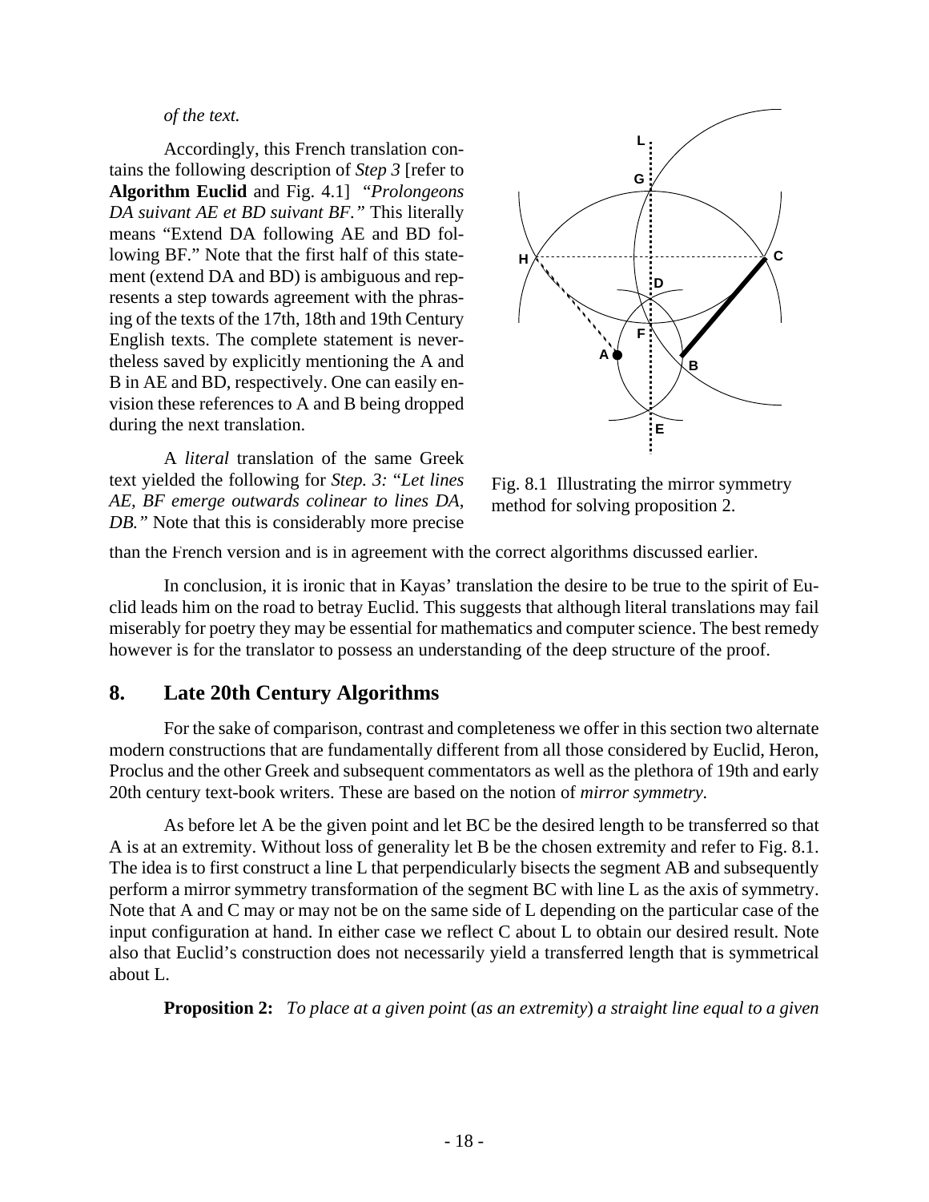*of the text.*

Accordingly, this French translation contains the following description of *Step 3* [refer to **Algorithm Euclid** and Fig. 4.1] "*Prolongeons DA suivant AE et BD suivant BF.*" This literally means "Extend DA following AE and BD following BF." Note that the first half of this statement (extend DA and BD) is ambiguous and represents a step towards agreement with the phrasing of the texts of the 17th, 18th and 19th Century English texts. The complete statement is nevertheless saved by explicitly mentioning the A and B in AE and BD, respectively. One can easily envision these references to A and B being dropped during the next translation.

A *literal* translation of the same Greek text yielded the following for *Step. 3: "Let lines AE, BF emerge outwards colinear to lines DA, DB."* Note that this is considerably more precise than the French version and is in agreement with the correct algorithms discussed earlier.

Fig. 8.1 Illustrating the mirror symmetry method for solving proposition 2.

In conclusion, it is ironic that in Kayas' translation the desire to be true to the spirit of Euclid leads him on the road to betray Euclid. This suggests that although literal translations may fail miserably for poetry they may be essential for mathematics and computer science. The best remedy however is for the translator to possess an understanding of the deep structure of the proof.

## 8. Late 20th Century Algorithms

For the sake of comparison, contrast and completeness we offer in this section two alternate modern constructions that are fundamentally different from all those considered by Euclid, Heron, Proclus and the other Greek and subsequent commentators as well as the plethora of 19th and early 20th century text-book writers. These are based on the notion of *mirror symmetry*.

As before let A be the given point and let BC be the desired length to be transferred so that A is at an extremity. Without loss of generality let B be the chosen extremity and refer to Fig. 8.1. The idea is to first construct a line L that perpendicularly bisects the segment AB and subsequently perform a mirror symmetry transformation of the segment BC with line L as the axis of symmetry. Note that A and C may or may not be on the same side of L depending on the particular case of the input configuration at hand. In either case we reflect C about L to obtain our desired result. Note also that Euclid's construction does not necessarily yield a transferred length that is symmetrical about L.

**Proposition 2:** *To place at a given point* (*as an extremity*) *a straight line equal to a given*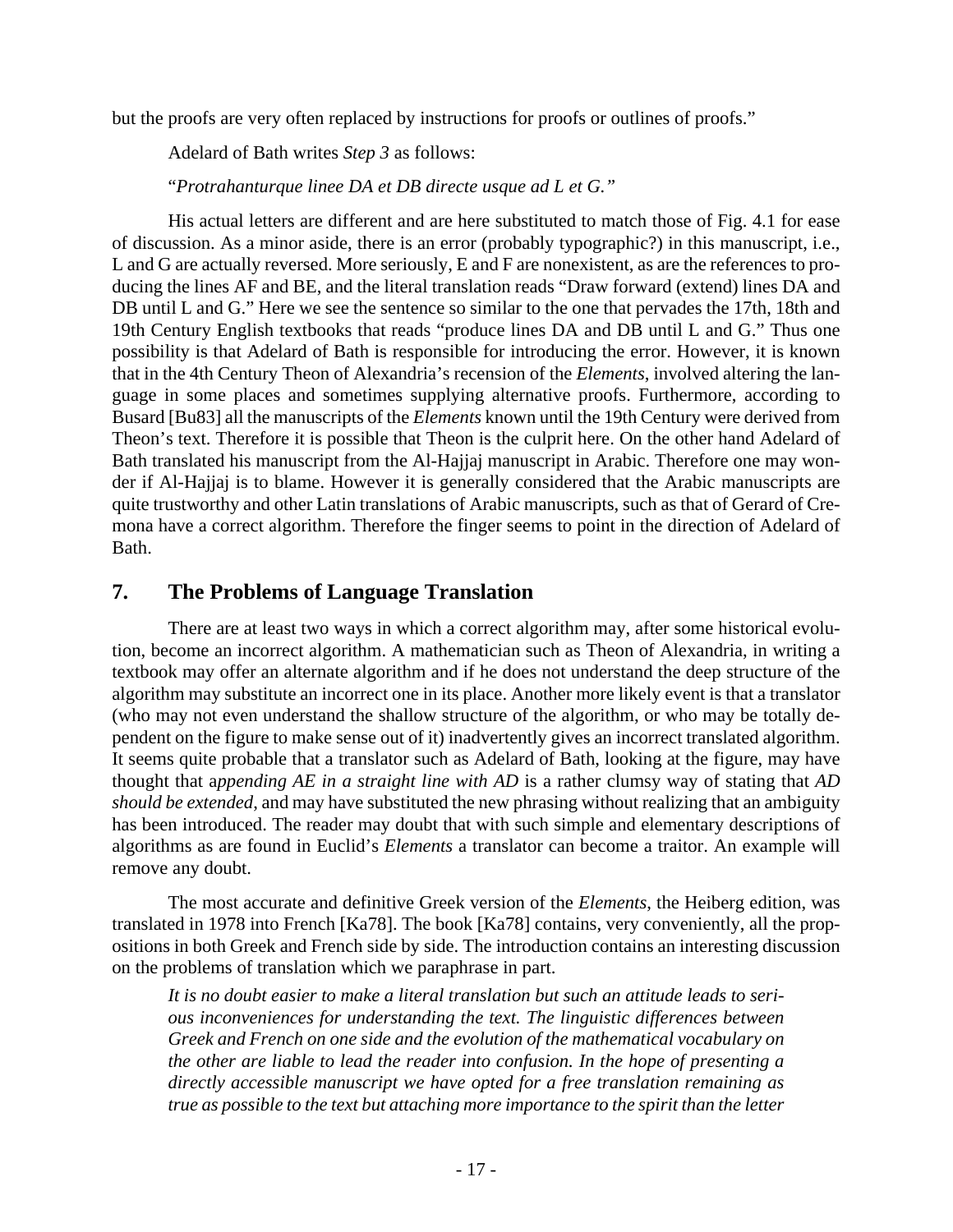but the proofs are very often replaced by instructions for proofs or outlines of proofs."

Adelard of Bath writes *Step 3* as follows:

"*Protrahanturque linee DA et DB directe usque ad L et G.*"

His actual letters are different and are here substituted to match those of Fig. 4.1 for ease of discussion. As a minor aside, there is an error (probably typographic?) in this manuscript, i.e., L and G are actually reversed. More seriously, E and F are nonexistent, as are the references to producing the lines AF and BE, and the literal translation reads "Draw forward (extend) lines DA and DB until L and G." Here we see the sentence so similar to the one that pervades the 17th, 18th and 19th Century English textbooks that reads "produce lines DA and DB until L and G." Thus one possibility is that Adelard of Bath is responsible for introducing the error. However, it is known that in the 4th Century Theon of Alexandria's recension of the *Elements*, involved altering the language in some places and sometimes supplying alternative proofs. Furthermore, according to Busard [Bu83] all the manuscripts of the *Elements* known until the 19th Century were derived from Theon's text. Therefore it is possible that Theon is the culprit here. On the other hand Adelard of Bath translated his manuscript from the Al-Hajjaj manuscript in Arabic. Therefore one may wonder if Al-Hajjaj is to blame. However it is generally considered that the Arabic manuscripts are quite trustworthy and other Latin translations of Arabic manuscripts, such as that of Gerard of Cremona have a correct algorithm. Therefore the finger seems to point in the direction of Adelard of Bath.

## 7. The Problems of Language Translation

There are at least two ways in which a correct algorithm may, after some historical evolution, become an incorrect algorithm. A mathematician such as Theon of Alexandria, in writing a textbook may offer an alternate algorithm and if he does not understand the deep structure of the algorithm may substitute an incorrect one in its place. Another more likely event is that a translator (who may not even understand the shallow structure of the algorithm, or who may be totally dependent on the figure to make sense out of it) inadvertently gives an incorrect translated algorithm. It seems quite probable that a translator such as Adelard of Bath, looking at the figure, may have thought that a*ppending AE in a straight line with AD* is a rather clumsy way of stating that *AD should be extended*, and may have substituted the new phrasing without realizing that an ambiguity has been introduced. The reader may doubt that with such simple and elementary descriptions of algorithms as are found in Euclid's *Elements* a translator can become a traitor. An example will remove any doubt.

The most accurate and definitive Greek version of the *Elements*, the Heiberg edition, was translated in 1978 into French [Ka78]. The book [Ka78] contains, very conveniently, all the propositions in both Greek and French side by side. The introduction contains an interesting discussion on the problems of translation which we paraphrase in part.

> *It is no doubt easier to make a literal translation but such an attitude leads to serious inconveniences for understanding the text. The linguistic differences between Greek and French on one side and the evolution of the mathematical vocabulary on the other are liable to lead the reader into confusion. In the hope of presenting a directly accessible manuscript we have opted for a free translation remaining as true as possible to the text but attaching more importance to the spirit than the letter*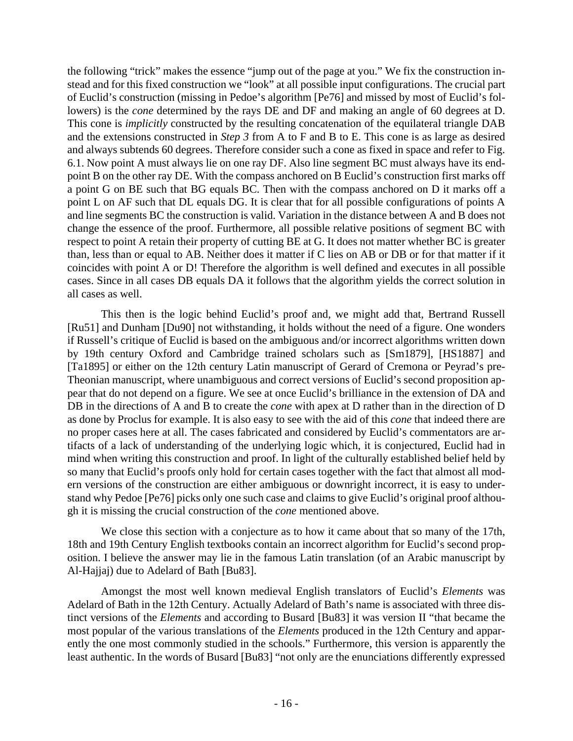the following "trick" makes the essence "jump out of the page at you." We fix the construction instead and for this fixed construction we "look" at all possible input configurations. The crucial part of Euclid's construction (missing in Pedoe's algorithm [Pe76] and missed by most of Euclid's followers) is the *cone* determined by the rays DE and DF and making an angle of 60 degrees at D. This cone is *implicitly* constructed by the resulting concatenation of the equilateral triangle DAB and the extensions constructed in *Step 3* from A to F and B to E. This cone is as large as desired and always subtends 60 degrees. Therefore consider such a cone as fixed in space and refer to Fig. 6.1. Now point A must always lie on one ray DF. Also line segment BC must always have its endpoint B on the other ray DE. With the compass anchored on B Euclid's construction first marks off a point G on BE such that BG equals BC. Then with the compass anchored on D it marks off a point L on AF such that DL equals DG. It is clear that for all possible configurations of points A and line segments BC the construction is valid. Variation in the distance between A and B does not change the essence of the proof. Furthermore, all possible relative positions of segment BC with respect to point A retain their property of cutting BE at G. It does not matter whether BC is greater than, less than or equal to AB. Neither does it matter if C lies on AB or DB or for that matter if it coincides with point A or D! Therefore the algorithm is well defined and executes in all possible cases. Since in all cases DB equals DA it follows that the algorithm yields the correct solution in all cases as well.

This then is the logic behind Euclid's proof and, we might add that, Bertrand Russell [Ru51] and Dunham [Du90] not withstanding, it holds without the need of a figure. One wonders if Russell's critique of Euclid is based on the ambiguous and/or incorrect algorithms written down by 19th century Oxford and Cambridge trained scholars such as [Sm1879], [HS1887] and [Ta1895] or either on the 12th century Latin manuscript of Gerard of Cremona or Peyrad's pre-Theonian manuscript, where unambiguous and correct versions of Euclid's second proposition appear that do not depend on a figure. We see at once Euclid's brilliance in the extension of DA and DB in the directions of A and B to create the *cone* with apex at D rather than in the direction of D as done by Proclus for example. It is also easy to see with the aid of this *cone* that indeed there are no proper cases here at all. The cases fabricated and considered by Euclid's commentators are artifacts of a lack of understanding of the underlying logic which, it is conjectured, Euclid had in mind when writing this construction and proof. In light of the culturally established belief held by so many that Euclid's proofs only hold for certain cases together with the fact that almost all modern versions of the construction are either ambiguous or downright incorrect, it is easy to understand why Pedoe [Pe76] picks only one such case and claims to give Euclid's original proof although it is missing the crucial construction of the *cone* mentioned above.

We close this section with a conjecture as to how it came about that so many of the 17th, 18th and 19th Century English textbooks contain an incorrect algorithm for Euclid's second proposition. I believe the answer may lie in the famous Latin translation (of an Arabic manuscript by Al-Hajjaj) due to Adelard of Bath [Bu83].

Amongst the most well known medieval English translators of Euclid's *Elements* was Adelard of Bath in the 12th Century. Actually Adelard of Bath's name is associated with three distinct versions of the *Elements* and according to Busard [Bu83] it was version II "that became the most popular of the various translations of the *Elements* produced in the 12th Century and apparently the one most commonly studied in the schools." Furthermore, this version is apparently the least authentic. In the words of Busard [Bu83] "not only are the enunciations differently expressed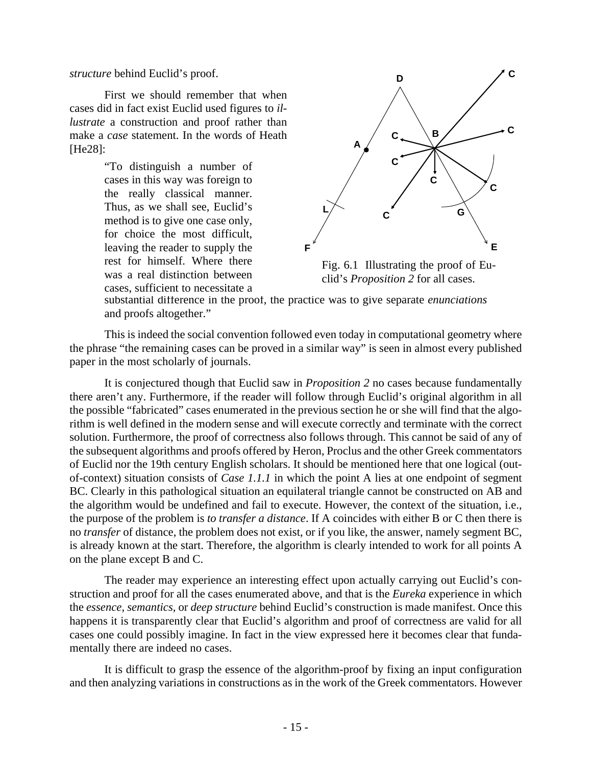*structure* behind Euclid's proof.

First we should remember that when cases did in fact exist Euclid used figures to *illustrate* a construction and proof rather than make a *case* statement. In the words of Heath [He28]:

> "To distinguish a number of cases in this way was foreign to the really classical manner. Thus, as we shall see, Euclid's method is to give one case only, for choice the most difficult, leaving the reader to supply the rest for himself. Where there was a real distinction between cases, sufficient to necessitate a substantial difference in the proof, the practice was to give separate *enunciations* and proofs altogether."

Fig. 6.1 Illustrating the proof of Euclid's *Proposition 2* for all cases.

This is indeed the social convention followed even today in computational geometry where the phrase "the remaining cases can be proved in a similar way" is seen in almost every published paper in the most scholarly of journals.

It is conjectured though that Euclid saw in *Proposition 2* no cases because fundamentally there aren't any. Furthermore, if the reader will follow through Euclid's original algorithm in all the possible "fabricated" cases enumerated in the previous section he or she will find that the algorithm is well defined in the modern sense and will execute correctly and terminate with the correct solution. Furthermore, the proof of correctness also follows through. This cannot be said of any of the subsequent algorithms and proofs offered by Heron, Proclus and the other Greek commentators of Euclid nor the 19th century English scholars. It should be mentioned here that one logical (out-of-context) situation consists of *Case 1.1.1* in which the point A lies at one endpoint of segment BC. Clearly in this pathological situation an equilateral triangle cannot be constructed on AB and the algorithm would be undefined and fail to execute. However, the context of the situation, i.e., the purpose of the problem is *to transfer a distance*. If A coincides with either B or C then there is no *transfer* of distance, the problem does not exist, or if you like, the answer, namely segment BC, is already known at the start. Therefore, the algorithm is clearly intended to work for all points A on the plane except B and C.

The reader may experience an interesting effect upon actually carrying out Euclid's construction and proof for all the cases enumerated above, and that is the *Eureka* experience in which the *essence, semantics*, or *deep structure* behind Euclid's construction is made manifest. Once this happens it is transparently clear that Euclid's algorithm and proof of correctness are valid for all cases one could possibly imagine. In fact in the view expressed here it becomes clear that fundamentally there are indeed no cases.

It is difficult to grasp the essence of the algorithm-proof by fixing an input configuration and then analyzing variations in constructions as in the work of the Greek commentators. However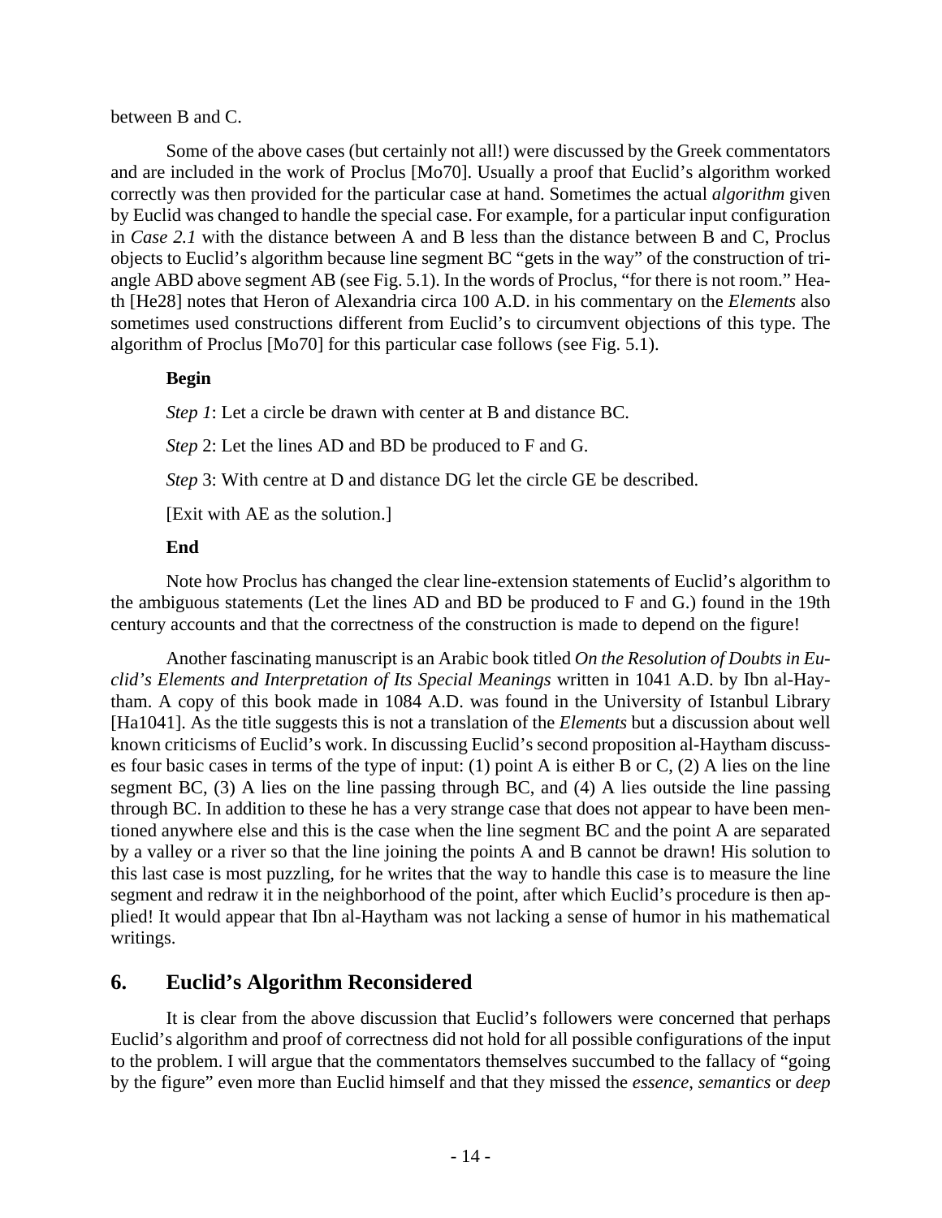between B and C.

Some of the above cases (but certainly not all!) were discussed by the Greek commentators and are included in the work of Proclus [Mo70]. Usually a proof that Euclid's algorithm worked correctly was then provided for the particular case at hand. Sometimes the actual *algorithm* given by Euclid was changed to handle the special case. For example, for a particular input configuration in *Case 2.1* with the distance between A and B less than the distance between B and C, Proclus objects to Euclid's algorithm because line segment BC "gets in the way" of the construction of triangle ABD above segment AB (see Fig. 5.1). In the words of Proclus, "for there is not room." Heath [He28] notes that Heron of Alexandria circa 100 A.D. in his commentary on the *Elements* also sometimes used constructions different from Euclid's to circumvent objections of this type. The algorithm of Proclus [Mo70] for this particular case follows (see Fig. 5.1).

**Begin**

*Step 1*: Let a circle be drawn with center at B and distance BC.

*Step* 2: Let the lines AD and BD be produced to F and G.

*Step* 3: With centre at D and distance DG let the circle GE be described.

[Exit with AE as the solution.]

**End**

Note how Proclus has changed the clear line-extension statements of Euclid's algorithm to the ambiguous statements (Let the lines AD and BD be produced to F and G.) found in the 19th century accounts and that the correctness of the construction is made to depend on the figure!

Another fascinating manuscript is an Arabic book titled *On the Resolution of Doubts in Euclid's Elements and Interpretation of Its Special Meanings* written in 1041 A.D. by Ibn al-Haytham. A copy of this book made in 1084 A.D. was found in the University of Istanbul Library [Ha1041]. As the title suggests this is not a translation of the *Elements* but a discussion about well known criticisms of Euclid's work. In discussing Euclid's second proposition al-Haytham discusses four basic cases in terms of the type of input: (1) point A is either B or C, (2) A lies on the line segment BC, (3) A lies on the line passing through BC, and (4) A lies outside the line passing through BC. In addition to these he has a very strange case that does not appear to have been mentioned anywhere else and this is the case when the line segment BC and the point A are separated by a valley or a river so that the line joining the points A and B cannot be drawn! His solution to this last case is most puzzling, for he writes that the way to handle this case is to measure the line segment and redraw it in the neighborhood of the point, after which Euclid's procedure is then applied! It would appear that Ibn al-Haytham was not lacking a sense of humor in his mathematical writings.

## 6. Euclid's Algorithm Reconsidered

It is clear from the above discussion that Euclid's followers were concerned that perhaps Euclid's algorithm and proof of correctness did not hold for all possible configurations of the input to the problem. I will argue that the commentators themselves succumbed to the fallacy of "going by the figure" even more than Euclid himself and that they missed the *essence*, *semantics* or *deep*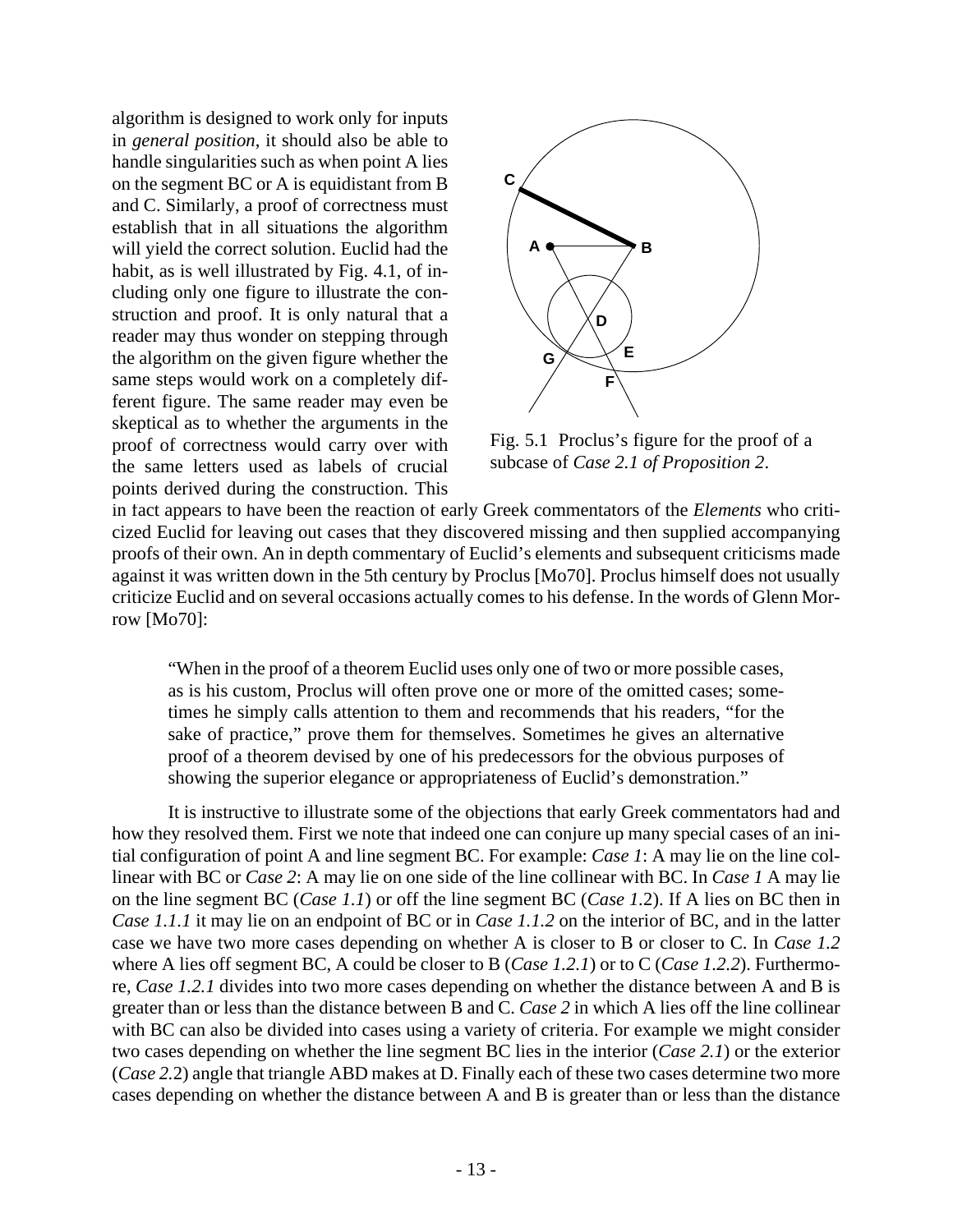algorithm is designed to work only for inputs in *general position*, it should also be able to handle singularities such as when point A lies on the segment BC or A is equidistant from B and C. Similarly, a proof of correctness must establish that in all situations the algorithm will yield the correct solution. Euclid had the habit, as is well illustrated by Fig. 4.1, of including only one figure to illustrate the construction and proof. It is only natural that a reader may thus wonder on stepping through the algorithm on the given figure whether the same steps would work on a completely different figure. The same reader may even be skeptical as to whether the arguments in the proof of correctness would carry over with the same letters used as labels of crucial points derived during the construction. This in fact appears to have been the reaction of early Greek commentators of the *Elements* who criticized Euclid for leaving out cases that they discovered missing and then supplied accompanying proofs of their own. An in depth commentary of Euclid's elements and subsequent criticisms made against it was written down in the 5th century by Proclus [Mo70]. Proclus himself does not usually criticize Euclid and on several occasions actually comes to his defense. In the words of Glenn Morrow [Mo70]:

Fig. 5.1 Proclus's figure for the proof of a subcase of *Case 2.1 of Proposition 2*.

> "When in the proof of a theorem Euclid uses only one of two or more possible cases, as is his custom, Proclus will often prove one or more of the omitted cases; sometimes he simply calls attention to them and recommends that his readers, "for the sake of practice," prove them for themselves. Sometimes he gives an alternative proof of a theorem devised by one of his predecessors for the obvious purposes of showing the superior elegance or appropriateness of Euclid's demonstration."

It is instructive to illustrate some of the objections that early Greek commentators had and how they resolved them. First we note that indeed one can conjure up many special cases of an initial configuration of point A and line segment BC. For example: *Case 1*: A may lie on the line collinear with BC or *Case 2*: A may lie on one side of the line collinear with BC. In *Case 1* A may lie on the line segment BC (*Case 1.1*) or off the line segment BC (*Case 1.2*). If A lies on BC then in *Case 1.1.1* it may lie on an endpoint of BC or in *Case 1.1.2* on the interior of BC, and in the latter case we have two more cases depending on whether A is closer to B or closer to C. In *Case 1.2* where A lies off segment BC, A could be closer to B (*Case 1.2.1*) or to C (*Case 1.2.2*). Furthermore, *Case 1.2.1* divides into two more cases depending on whether the distance between A and B is greater than or less than the distance between B and C. *Case 2* in which A lies off the line collinear with BC can also be divided into cases using a variety of criteria. For example we might consider two cases depending on whether the line segment BC lies in the interior (*Case 2.1*) or the exterior (*Case 2.2*) angle that triangle ABD makes at D. Finally each of these two cases determine two more cases depending on whether the distance between A and B is greater than or less than the distance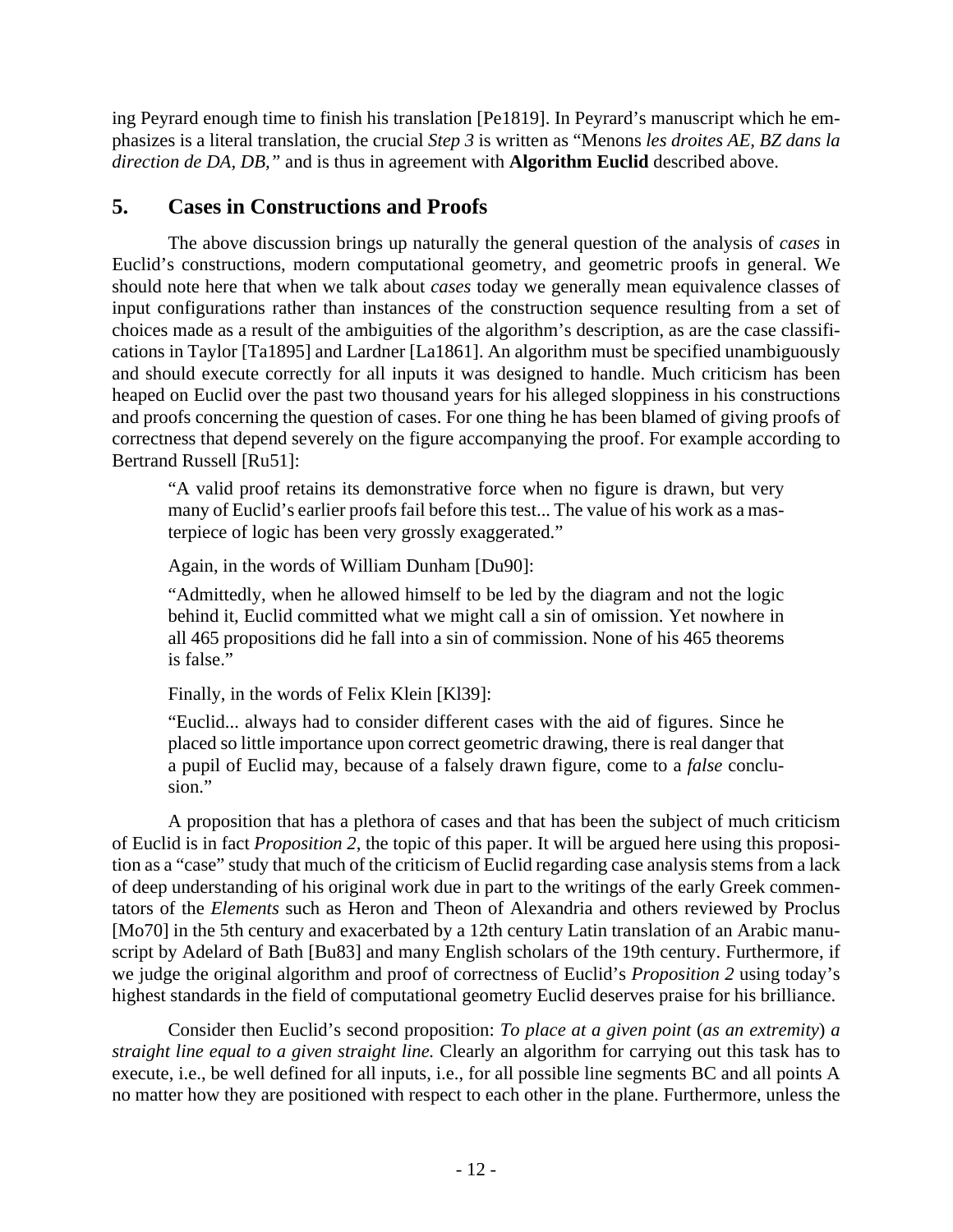ing Peyrard enough time to finish his translation [Pe1819]. In Peyrard's manuscript which he emphasizes is a literal translation, the crucial *Step 3* is written as "Menons *les droites AE, BZ dans la direction de DA, DB,"* and is thus in agreement with **Algorithm Euclid** described above.

## 5. Cases in Constructions and Proofs

The above discussion brings up naturally the general question of the analysis of *cases* in Euclid's constructions, modern computational geometry, and geometric proofs in general. We should note here that when we talk about *cases* today we generally mean equivalence classes of input configurations rather than instances of the construction sequence resulting from a set of choices made as a result of the ambiguities of the algorithm's description, as are the case classifications in Taylor [Ta1895] and Lardner [La1861]. An algorithm must be specified unambiguously and should execute correctly for all inputs it was designed to handle. Much criticism has been heaped on Euclid over the past two thousand years for his alleged sloppiness in his constructions and proofs concerning the question of cases. For one thing he has been blamed of giving proofs of correctness that depend severely on the figure accompanying the proof. For example according to Bertrand Russell [Ru51]:

> "A valid proof retains its demonstrative force when no figure is drawn, but very many of Euclid's earlier proofs fail before this test... The value of his work as a masterpiece of logic has been very grossly exaggerated."
>
> Again, in the words of William Dunham [Du90]:
>
> "Admittedly, when he allowed himself to be led by the diagram and not the logic behind it, Euclid committed what we might call a sin of omission. Yet nowhere in all 465 propositions did he fall into a sin of commission. None of his 465 theorems is false."
>
> Finally, in the words of Felix Klein [Kl39]:
>
> "Euclid... always had to consider different cases with the aid of figures. Since he placed so little importance upon correct geometric drawing, there is real danger that a pupil of Euclid may, because of a falsely drawn figure, come to a *false* conclusion."

A proposition that has a plethora of cases and that has been the subject of much criticism of Euclid is in fact *Proposition 2*, the topic of this paper. It will be argued here using this proposition as a "case" study that much of the criticism of Euclid regarding case analysis stems from a lack of deep understanding of his original work due in part to the writings of the early Greek commentators of the *Elements* such as Heron and Theon of Alexandria and others reviewed by Proclus [Mo70] in the 5th century and exacerbated by a 12th century Latin translation of an Arabic manuscript by Adelard of Bath [Bu83] and many English scholars of the 19th century. Furthermore, if we judge the original algorithm and proof of correctness of Euclid's *Proposition 2* using today's highest standards in the field of computational geometry Euclid deserves praise for his brilliance.

Consider then Euclid's second proposition: *To place at a given point* (*as an extremity*) *a straight line equal to a given straight line.* Clearly an algorithm for carrying out this task has to execute, i.e., be well defined for all inputs, i.e., for all possible line segments BC and all points A no matter how they are positioned with respect to each other in the plane. Furthermore, unless the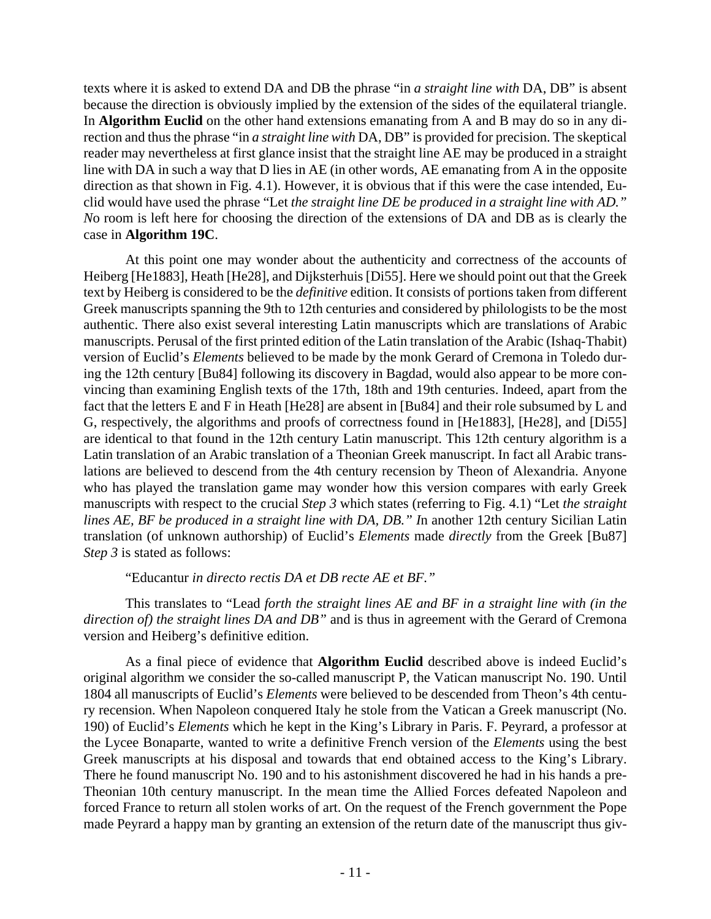texts where it is asked to extend DA and DB the phrase "in *a straight line with* DA, DB" is absent because the direction is obviously implied by the extension of the sides of the equilateral triangle. In **Algorithm Euclid** on the other hand extensions emanating from A and B may do so in any direction and thus the phrase "in *a straight line with* DA, DB" is provided for precision. The skeptical reader may nevertheless at first glance insist that the straight line AE may be produced in a straight line with DA in such a way that D lies in AE (in other words, AE emanating from A in the opposite direction as that shown in Fig. 4.1). However, it is obvious that if this were the case intended, Euclid would have used the phrase "Let *the straight line DE be produced in a straight line with AD." N*o room is left here for choosing the direction of the extensions of DA and DB as is clearly the case in **Algorithm 19C**.

At this point one may wonder about the authenticity and correctness of the accounts of Heiberg [He1883], Heath [He28], and Dijksterhuis [Di55]. Here we should point out that the Greek text by Heiberg is considered to be the *definitive* edition. It consists of portions taken from different Greek manuscripts spanning the 9th to 12th centuries and considered by philologists to be the most authentic. There also exist several interesting Latin manuscripts which are translations of Arabic manuscripts. Perusal of the first printed edition of the Latin translation of the Arabic (Ishaq-Thabit) version of Euclid's *Elements* believed to be made by the monk Gerard of Cremona in Toledo during the 12th century [Bu84] following its discovery in Bagdad, would also appear to be more convincing than examining English texts of the 17th, 18th and 19th centuries. Indeed, apart from the fact that the letters E and F in Heath [He28] are absent in [Bu84] and their role subsumed by L and G, respectively, the algorithms and proofs of correctness found in [He1883], [He28], and [Di55] are identical to that found in the 12th century Latin manuscript. This 12th century algorithm is a Latin translation of an Arabic translation of a Theonian Greek manuscript. In fact all Arabic translations are believed to descend from the 4th century recension by Theon of Alexandria. Anyone who has played the translation game may wonder how this version compares with early Greek manuscripts with respect to the crucial *Step 3* which states (referring to Fig. 4.1) "Let *the straight lines AE, BF be produced in a straight line with DA, DB." I*n another 12th century Sicilian Latin translation (of unknown authorship) of Euclid's *Elements* made *directly* from the Greek [Bu87] *Step 3* is stated as follows:

"Educantur *in directo rectis DA et DB recte AE et BF."*

This translates to "Lead *forth the straight lines AE and BF in a straight line with (in the direction of) the straight lines DA and DB"* and is thus in agreement with the Gerard of Cremona version and Heiberg's definitive edition.

As a final piece of evidence that **Algorithm Euclid** described above is indeed Euclid's original algorithm we consider the so-called manuscript P, the Vatican manuscript No. 190. Until 1804 all manuscripts of Euclid's *Elements* were believed to be descended from Theon's 4th century recension. When Napoleon conquered Italy he stole from the Vatican a Greek manuscript (No. 190) of Euclid's *Elements* which he kept in the King's Library in Paris. F. Peyrard, a professor at the Lycee Bonaparte, wanted to write a definitive French version of the *Elements* using the best Greek manuscripts at his disposal and towards that end obtained access to the King's Library. There he found manuscript No. 190 and to his astonishment discovered he had in his hands a pre-Theonian 10th century manuscript. In the mean time the Allied Forces defeated Napoleon and forced France to return all stolen works of art. On the request of the French government the Pope made Peyrard a happy man by granting an extension of the return date of the manuscript thus giv-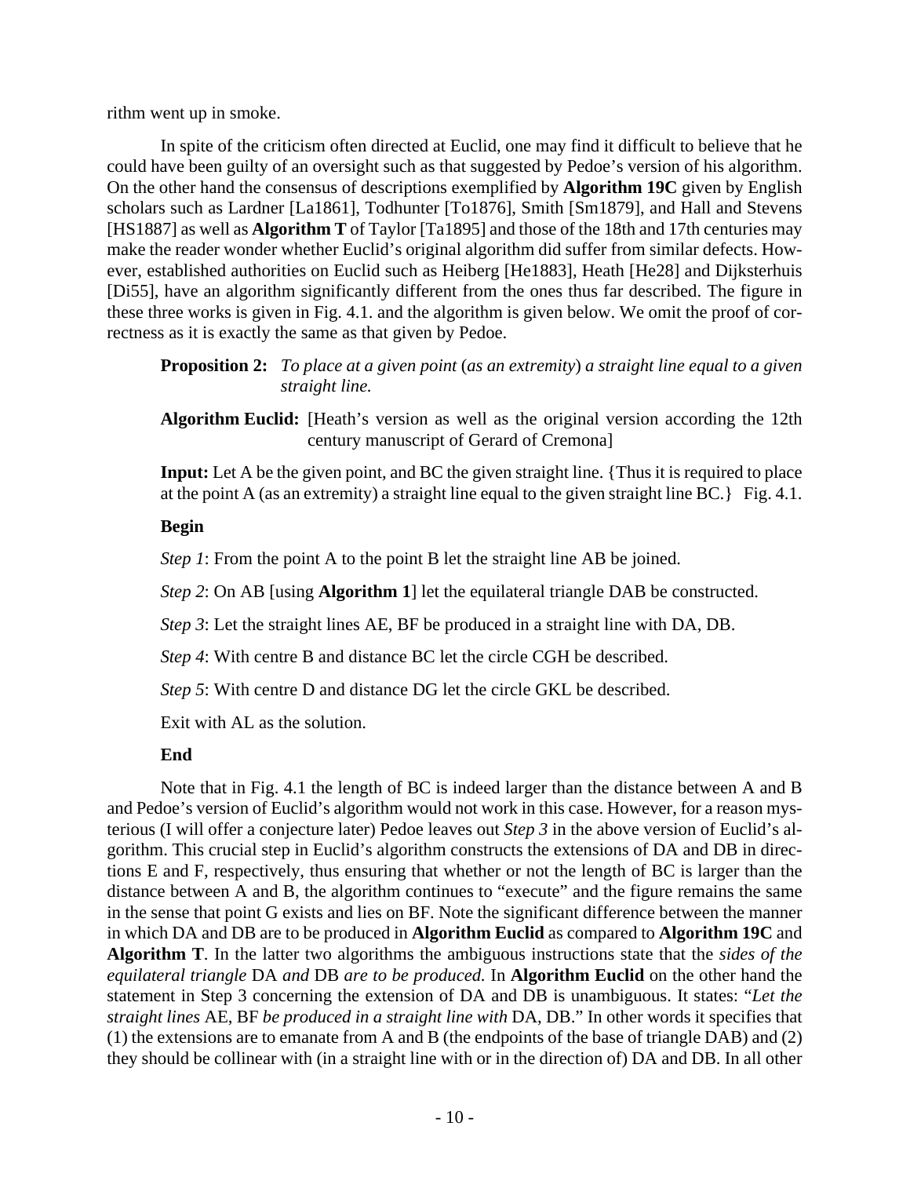rithm went up in smoke.

In spite of the criticism often directed at Euclid, one may find it difficult to believe that he could have been guilty of an oversight such as that suggested by Pedoe's version of his algorithm. On the other hand the consensus of descriptions exemplified by **Algorithm 19C** given by English scholars such as Lardner [La1861], Todhunter [To1876], Smith [Sm1879], and Hall and Stevens [HS1887] as well as **Algorithm T** of Taylor [Ta1895] and those of the 18th and 17th centuries may make the reader wonder whether Euclid's original algorithm did suffer from similar defects. However, established authorities on Euclid such as Heiberg [He1883], Heath [He28] and Dijksterhuis [Di55], have an algorithm significantly different from the ones thus far described. The figure in these three works is given in Fig. 4.1. and the algorithm is given below. We omit the proof of correctness as it is exactly the same as that given by Pedoe.

**Proposition 2:** *To place at a given point* (*as an extremity*) *a straight line equal to a given straight line.*

**Algorithm Euclid:** [Heath's version as well as the original version according the 12th century manuscript of Gerard of Cremona]

**Input:** Let A be the given point, and BC the given straight line. {Thus it is required to place at the point A (as an extremity) a straight line equal to the given straight line BC.} Fig. 4.1.

**Begin**

*Step 1*: From the point A to the point B let the straight line AB be joined.

*Step 2*: On AB [using **Algorithm 1**] let the equilateral triangle DAB be constructed.

*Step 3*: Let the straight lines AE, BF be produced in a straight line with DA, DB.

*Step 4*: With centre B and distance BC let the circle CGH be described.

*Step 5*: With centre D and distance DG let the circle GKL be described.

Exit with AL as the solution.

**End**

Note that in Fig. 4.1 the length of BC is indeed larger than the distance between A and B and Pedoe's version of Euclid's algorithm would not work in this case. However, for a reason mysterious (I will offer a conjecture later) Pedoe leaves out *Step 3* in the above version of Euclid's algorithm. This crucial step in Euclid's algorithm constructs the extensions of DA and DB in directions E and F, respectively, thus ensuring that whether or not the length of BC is larger than the distance between A and B, the algorithm continues to "execute" and the figure remains the same in the sense that point G exists and lies on BF. Note the significant difference between the manner in which DA and DB are to be produced in **Algorithm Euclid** as compared to **Algorithm 19C** and **Algorithm T**. In the latter two algorithms the ambiguous instructions state that the *sides of the equilateral triangle* DA *and* DB *are to be produced.* In **Algorithm Euclid** on the other hand the statement in Step 3 concerning the extension of DA and DB is unambiguous. It states: "*Let the straight lines* AE, BF *be produced in a straight line with* DA, DB." In other words it specifies that (1) the extensions are to emanate from A and B (the endpoints of the base of triangle DAB) and (2) they should be collinear with (in a straight line with or in the direction of) DA and DB. In all other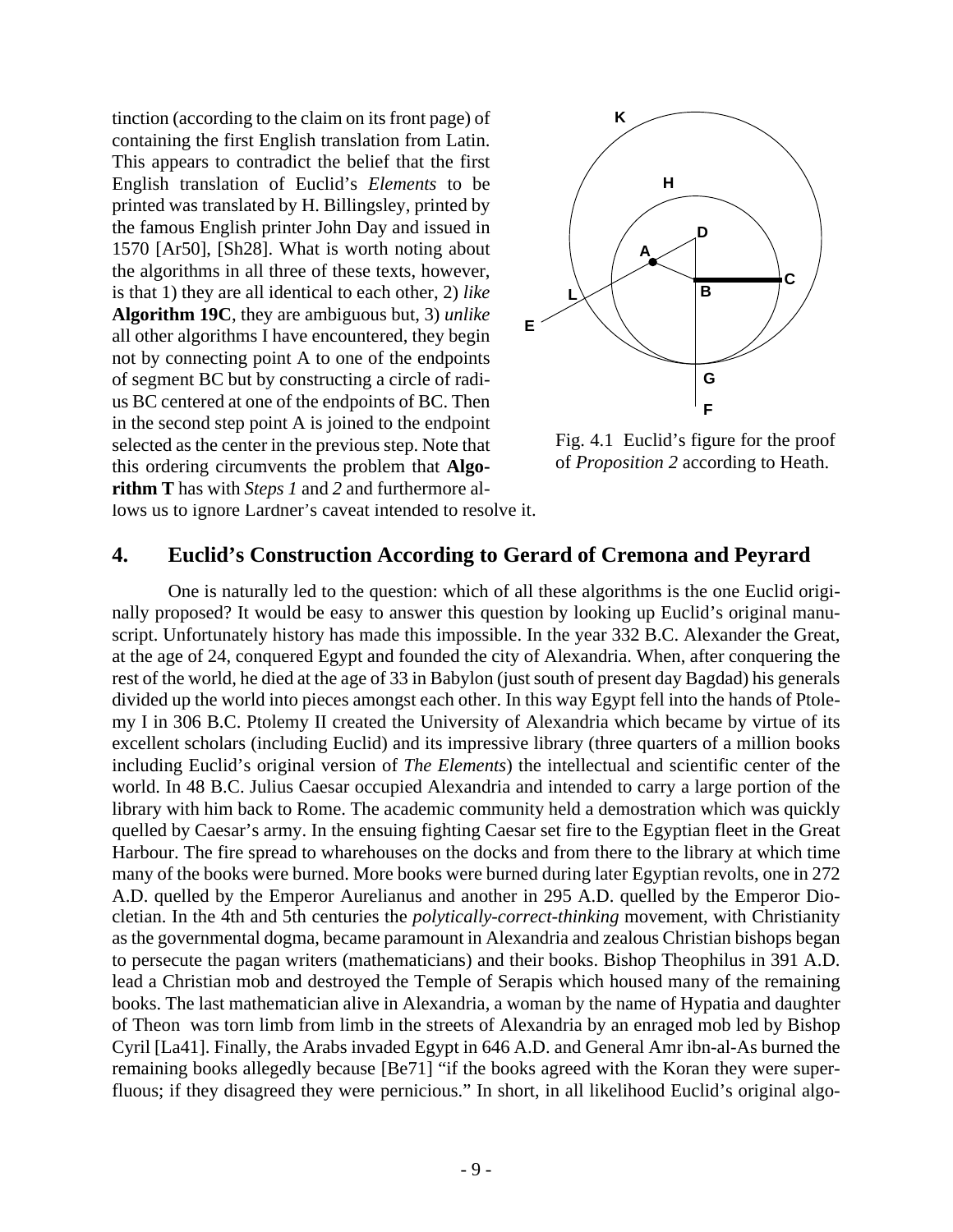tinction (according to the claim on its front page) of containing the first English translation from Latin. This appears to contradict the belief that the first English translation of Euclid's *Elements* to be printed was translated by H. Billingsley, printed by the famous English printer John Day and issued in 1570 [Ar50], [Sh28]. What is worth noting about the algorithms in all three of these texts, however, is that 1) they are all identical to each other, 2) *like* **Algorithm 19C**, they are ambiguous but, 3) *unlike* all other algorithms I have encountered, they begin not by connecting point A to one of the endpoints of segment BC but by constructing a circle of radius BC centered at one of the endpoints of BC. Then in the second step point A is joined to the endpoint selected as the center in the previous step. Note that this ordering circumvents the problem that **Algorithm T** has with *Steps 1* and *2* and furthermore allows us to ignore Lardner's caveat intended to resolve it.

Fig. 4.1 Euclid's figure for the proof of *Proposition 2* according to Heath.

## 4. Euclid's Construction According to Gerard of Cremona and Peyrard

One is naturally led to the question: which of all these algorithms is the one Euclid originally proposed? It would be easy to answer this question by looking up Euclid's original manuscript. Unfortunately history has made this impossible. In the year 332 B.C. Alexander the Great, at the age of 24, conquered Egypt and founded the city of Alexandria. When, after conquering the rest of the world, he died at the age of 33 in Babylon (just south of present day Bagdad) his generals divided up the world into pieces amongst each other. In this way Egypt fell into the hands of Ptolemy I in 306 B.C. Ptolemy II created the University of Alexandria which became by virtue of its excellent scholars (including Euclid) and its impressive library (three quarters of a million books including Euclid's original version of *The Elements*) the intellectual and scientific center of the world. In 48 B.C. Julius Caesar occupied Alexandria and intended to carry a large portion of the library with him back to Rome. The academic community held a demostration which was quickly quelled by Caesar's army. In the ensuing fighting Caesar set fire to the Egyptian fleet in the Great Harbour. The fire spread to wharehouses on the docks and from there to the library at which time many of the books were burned. More books were burned during later Egyptian revolts, one in 272 A.D. quelled by the Emperor Aurelianus and another in 295 A.D. quelled by the Emperor Diocletian. In the 4th and 5th centuries the *polytically-correct-thinking* movement, with Christianity as the governmental dogma, became paramount in Alexandria and zealous Christian bishops began to persecute the pagan writers (mathematicians) and their books. Bishop Theophilus in 391 A.D. lead a Christian mob and destroyed the Temple of Serapis which housed many of the remaining books. The last mathematician alive in Alexandria, a woman by the name of Hypatia and daughter of Theon was torn limb from limb in the streets of Alexandria by an enraged mob led by Bishop Cyril [La41]. Finally, the Arabs invaded Egypt in 646 A.D. and General Amr ibn-al-As burned the remaining books allegedly because [Be71] "if the books agreed with the Koran they were superfluous; if they disagreed they were pernicious." In short, in all likelihood Euclid's original algo-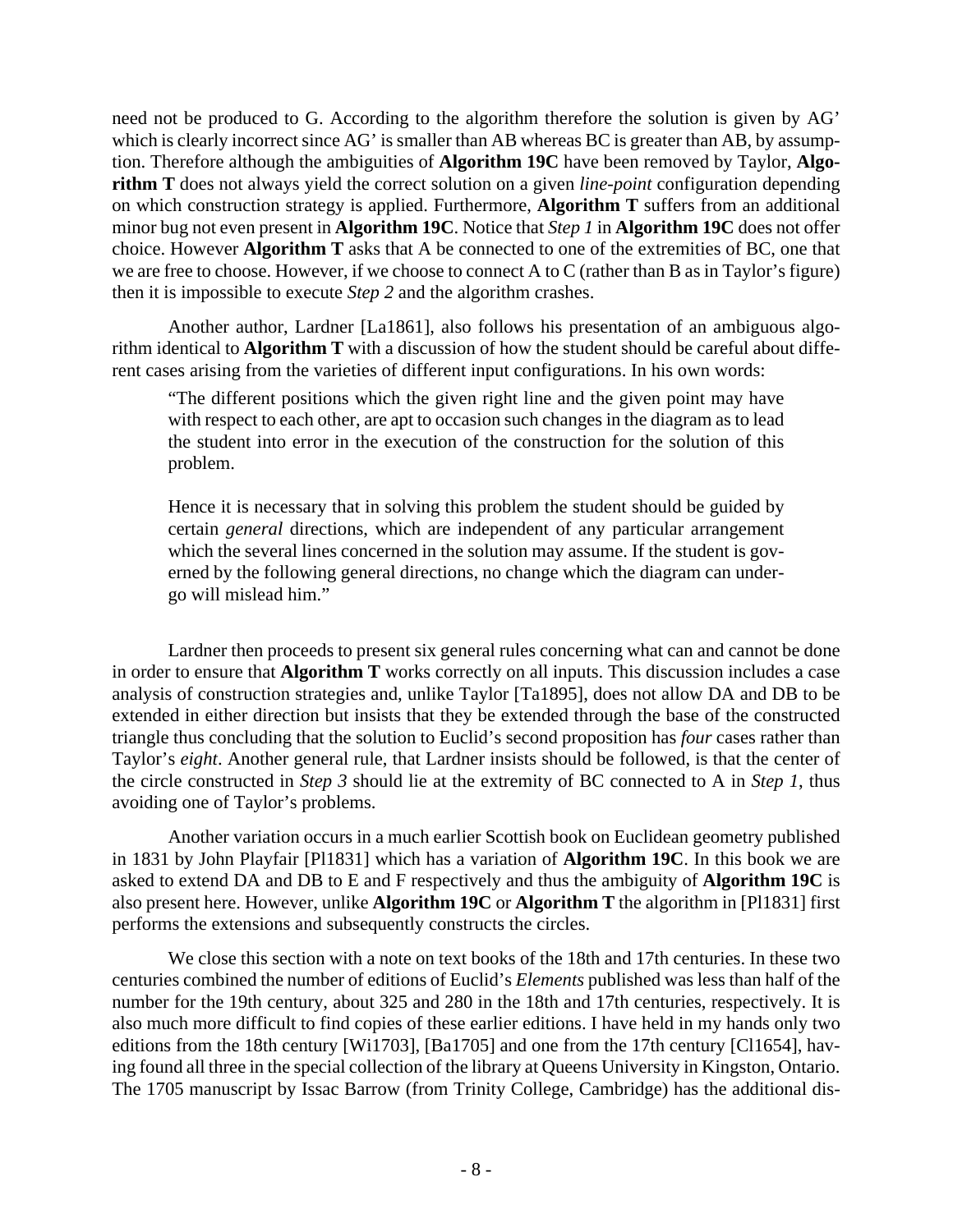need not be produced to G. According to the algorithm therefore the solution is given by AG' which is clearly incorrect since AG' is smaller than AB whereas BC is greater than AB, by assumption. Therefore although the ambiguities of **Algorithm 19C** have been removed by Taylor, **Algorithm T** does not always yield the correct solution on a given *line-point* configuration depending on which construction strategy is applied. Furthermore, **Algorithm T** suffers from an additional minor bug not even present in **Algorithm 19C**. Notice that *Step 1* in **Algorithm 19C** does not offer choice. However **Algorithm T** asks that A be connected to one of the extremities of BC, one that we are free to choose. However, if we choose to connect A to C (rather than B as in Taylor's figure) then it is impossible to execute *Step 2* and the algorithm crashes.

Another author, Lardner [La1861], also follows his presentation of an ambiguous algorithm identical to **Algorithm T** with a discussion of how the student should be careful about different cases arising from the varieties of different input configurations. In his own words:

> "The different positions which the given right line and the given point may have with respect to each other, are apt to occasion such changes in the diagram as to lead the student into error in the execution of the construction for the solution of this problem.
>
> Hence it is necessary that in solving this problem the student should be guided by certain *general* directions, which are independent of any particular arrangement which the several lines concerned in the solution may assume. If the student is governed by the following general directions, no change which the diagram can undergo will mislead him."

Lardner then proceeds to present six general rules concerning what can and cannot be done in order to ensure that **Algorithm T** works correctly on all inputs. This discussion includes a case analysis of construction strategies and, unlike Taylor [Ta1895], does not allow DA and DB to be extended in either direction but insists that they be extended through the base of the constructed triangle thus concluding that the solution to Euclid's second proposition has *four* cases rather than Taylor's *eight*. Another general rule, that Lardner insists should be followed, is that the center of the circle constructed in *Step 3* should lie at the extremity of BC connected to A in *Step 1*, thus avoiding one of Taylor's problems.

Another variation occurs in a much earlier Scottish book on Euclidean geometry published in 1831 by John Playfair [Pl1831] which has a variation of **Algorithm 19C**. In this book we are asked to extend DA and DB to E and F respectively and thus the ambiguity of **Algorithm 19C** is also present here. However, unlike **Algorithm 19C** or **Algorithm T** the algorithm in [Pl1831] first performs the extensions and subsequently constructs the circles.

We close this section with a note on text books of the 18th and 17th centuries. In these two centuries combined the number of editions of Euclid's *Elements* published was less than half of the number for the 19th century, about 325 and 280 in the 18th and 17th centuries, respectively. It is also much more difficult to find copies of these earlier editions. I have held in my hands only two editions from the 18th century [Wi1703], [Ba1705] and one from the 17th century [Cl1654], having found all three in the special collection of the library at Queens University in Kingston, Ontario. The 1705 manuscript by Issac Barrow (from Trinity College, Cambridge) has the additional dis-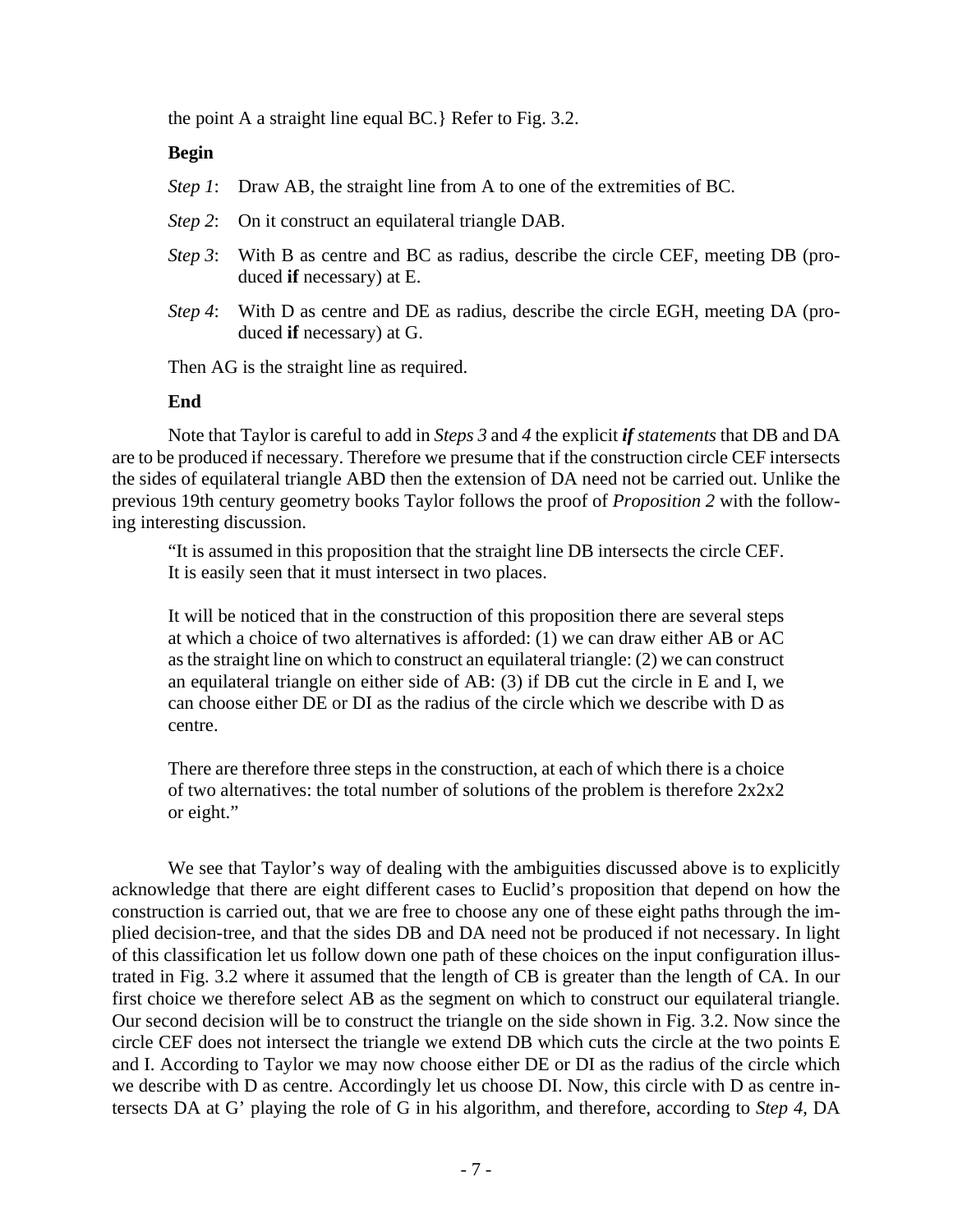the point A a straight line equal BC.} Refer to Fig. 3.2.

**Begin**

*Step 1*: Draw AB, the straight line from A to one of the extremities of BC.

*Step 2*: On it construct an equilateral triangle DAB.

*Step 3*: With B as centre and BC as radius, describe the circle CEF, meeting DB (produced **if** necessary) at E.

*Step 4*: With D as centre and DE as radius, describe the circle EGH, meeting DA (produced **if** necessary) at G.

Then AG is the straight line as required.

**End**

Note that Taylor is careful to add in *Steps 3* and *4* the explicit ***if*** *statements* that DB and DA are to be produced if necessary. Therefore we presume that if the construction circle CEF intersects the sides of equilateral triangle ABD then the extension of DA need not be carried out. Unlike the previous 19th century geometry books Taylor follows the proof of *Proposition 2* with the following interesting discussion.

> "It is assumed in this proposition that the straight line DB intersects the circle CEF. It is easily seen that it must intersect in two places.
>
> It will be noticed that in the construction of this proposition there are several steps at which a choice of two alternatives is afforded: (1) we can draw either AB or AC as the straight line on which to construct an equilateral triangle: (2) we can construct an equilateral triangle on either side of AB: (3) if DB cut the circle in E and I, we can choose either DE or DI as the radius of the circle which we describe with D as centre.
>
> There are therefore three steps in the construction, at each of which there is a choice of two alternatives: the total number of solutions of the problem is therefore 2x2x2 or eight."

We see that Taylor's way of dealing with the ambiguities discussed above is to explicitly acknowledge that there are eight different cases to Euclid's proposition that depend on how the construction is carried out, that we are free to choose any one of these eight paths through the implied decision-tree, and that the sides DB and DA need not be produced if not necessary. In light of this classification let us follow down one path of these choices on the input configuration illustrated in Fig. 3.2 where it assumed that the length of CB is greater than the length of CA. In our first choice we therefore select AB as the segment on which to construct our equilateral triangle. Our second decision will be to construct the triangle on the side shown in Fig. 3.2. Now since the circle CEF does not intersect the triangle we extend DB which cuts the circle at the two points E and I. According to Taylor we may now choose either DE or DI as the radius of the circle which we describe with D as centre. Accordingly let us choose DI. Now, this circle with D as centre intersects DA at G' playing the role of G in his algorithm, and therefore, according to *Step 4*, DA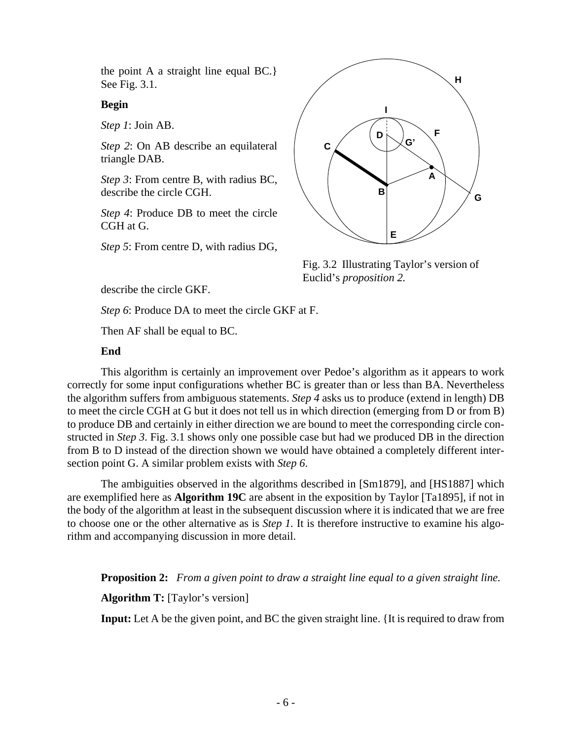the point A a straight line equal BC.} See Fig. 3.1.

**Begin**

*Step 1*: Join AB.

*Step 2*: On AB describe an equilateral triangle DAB.

*Step 3*: From centre B, with radius BC, describe the circle CGH.

*Step 4*: Produce DB to meet the circle CGH at G.

*Step 5*: From centre D, with radius DG, describe the circle GKF.

*Step 6*: Produce DA to meet the circle GKF at F.

Then AF shall be equal to BC.

**End**

Fig. 3.2 Illustrating Taylor's version of Euclid's *proposition 2.*

This algorithm is certainly an improvement over Pedoe's algorithm as it appears to work correctly for some input configurations whether BC is greater than or less than BA. Nevertheless the algorithm suffers from ambiguous statements. *Step 4* asks us to produce (extend in length) DB to meet the circle CGH at G but it does not tell us in which direction (emerging from D or from B) to produce DB and certainly in either direction we are bound to meet the corresponding circle constructed in *Step 3*. Fig. 3.1 shows only one possible case but had we produced DB in the direction from B to D instead of the direction shown we would have obtained a completely different intersection point G. A similar problem exists with *Step 6*.

The ambiguities observed in the algorithms described in [Sm1879], and [HS1887] which are exemplified here as **Algorithm 19C** are absent in the exposition by Taylor [Ta1895], if not in the body of the algorithm at least in the subsequent discussion where it is indicated that we are free to choose one or the other alternative as is *Step 1*. It is therefore instructive to examine his algorithm and accompanying discussion in more detail.

**Proposition 2:** *From a given point to draw a straight line equal to a given straight line.*

**Algorithm T:** [Taylor's version]

**Input:** Let A be the given point, and BC the given straight line. {It is required to draw from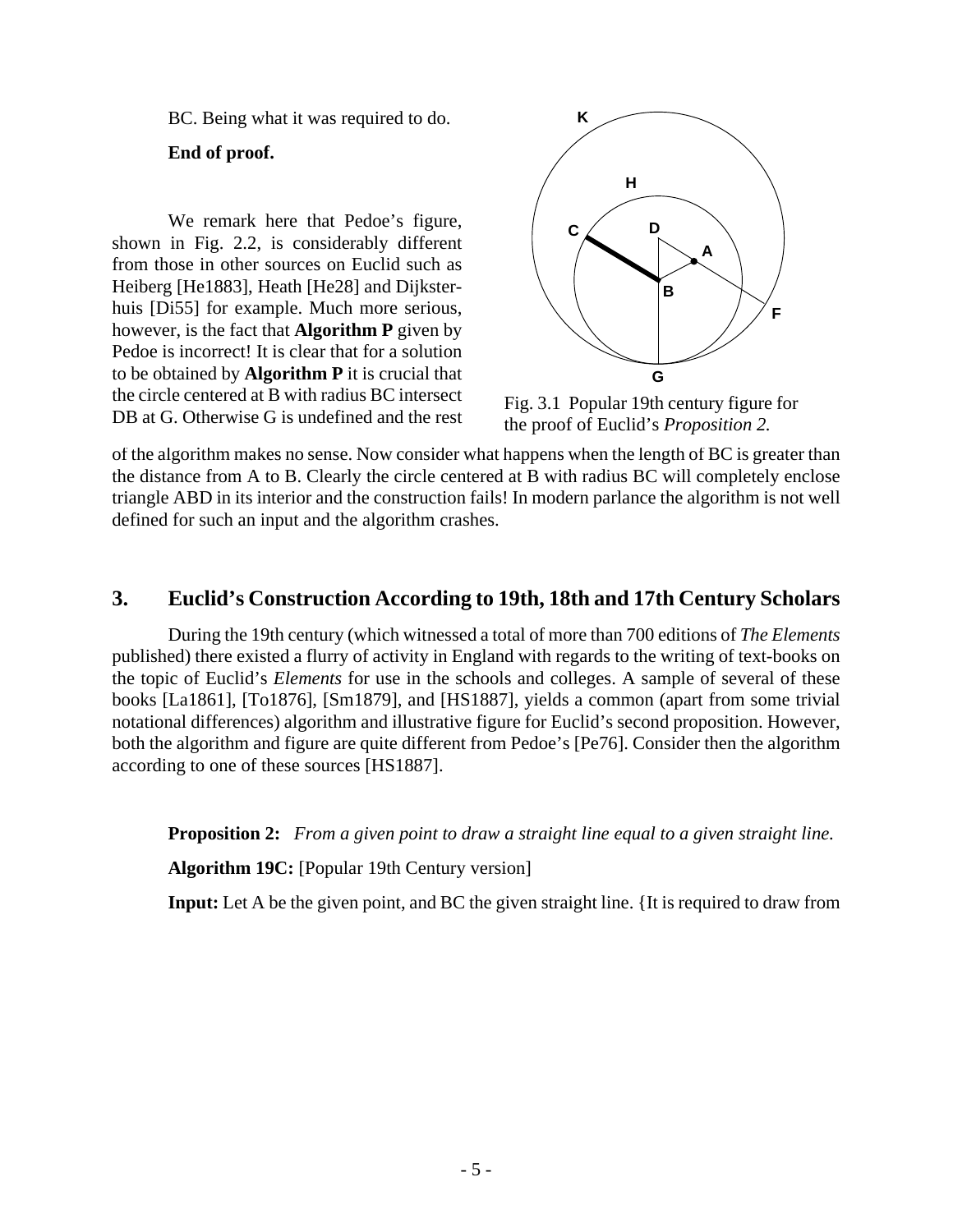BC. Being what it was required to do.

**End of proof.**

We remark here that Pedoe's figure, shown in Fig. 2.2, is considerably different from those in other sources on Euclid such as Heiberg [He1883], Heath [He28] and Dijksterhuis [Di55] for example. Much more serious, however, is the fact that **Algorithm P** given by Pedoe is incorrect! It is clear that for a solution to be obtained by **Algorithm P** it is crucial that the circle centered at B with radius BC intersect DB at G. Otherwise G is undefined and the rest of the algorithm makes no sense. Now consider what happens when the length of BC is greater than the distance from A to B. Clearly the circle centered at B with radius BC will completely enclose triangle ABD in its interior and the construction fails! In modern parlance the algorithm is not well defined for such an input and the algorithm crashes.

Fig. 3.1 Popular 19th century figure for the proof of Euclid's *Proposition 2.*

## 3. Euclid's Construction According to 19th, 18th and 17th Century Scholars

During the 19th century (which witnessed a total of more than 700 editions of *The Elements* published) there existed a flurry of activity in England with regards to the writing of text-books on the topic of Euclid's *Elements* for use in the schools and colleges. A sample of several of these books [La1861], [To1876], [Sm1879], and [HS1887], yields a common (apart from some trivial notational differences) algorithm and illustrative figure for Euclid's second proposition. However, both the algorithm and figure are quite different from Pedoe's [Pe76]. Consider then the algorithm according to one of these sources [HS1887].

**Proposition 2:** *From a given point to draw a straight line equal to a given straight line.*

**Algorithm 19C:** [Popular 19th Century version]

**Input:** Let A be the given point, and BC the given straight line. {It is required to draw from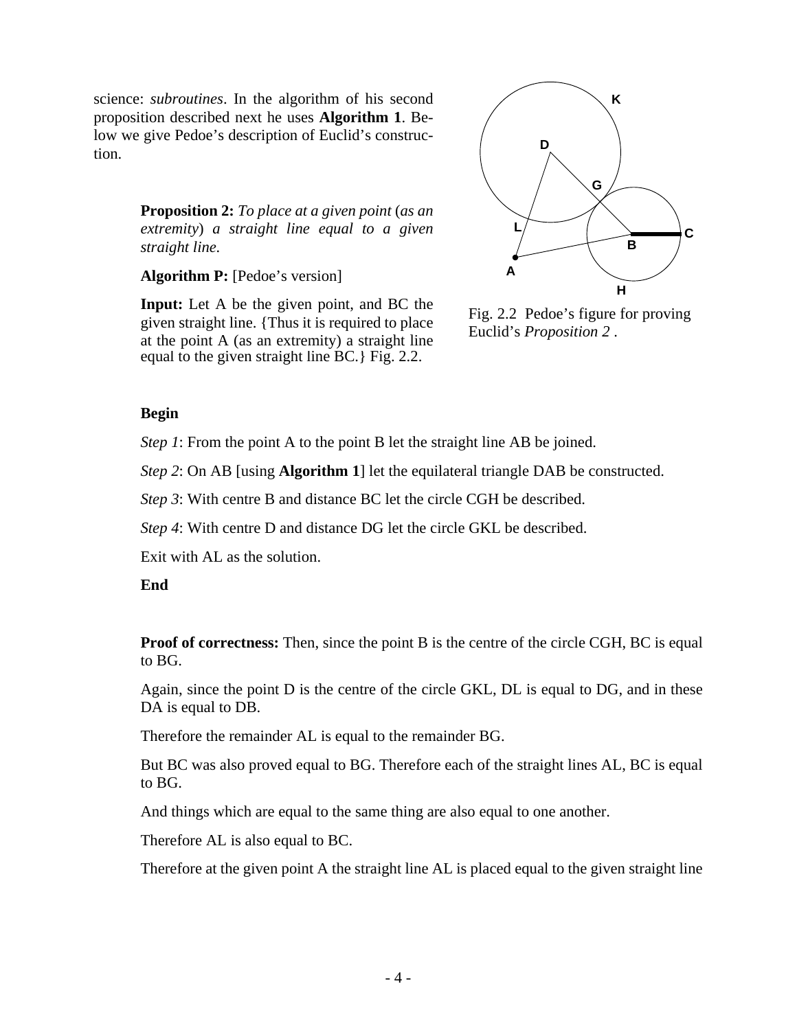science: *subroutines*. In the algorithm of his second proposition described next he uses **Algorithm 1**. Below we give Pedoe's description of Euclid's construction.

> **Proposition 2:** *To place at a given point* (*as an extremity*) *a straight line equal to a given straight line.*
>
> **Algorithm P:** [Pedoe's version]
>
> **Input:** Let A be the given point, and BC the given straight line. {Thus it is required to place at the point A (as an extremity) a straight line equal to the given straight line BC.} Fig. 2.2.

Fig. 2.2 Pedoe's figure for proving Euclid's *Proposition 2* .

**Begin**

*Step 1*: From the point A to the point B let the straight line AB be joined.

*Step 2*: On AB [using **Algorithm 1**] let the equilateral triangle DAB be constructed.

*Step 3*: With centre B and distance BC let the circle CGH be described.

*Step 4*: With centre D and distance DG let the circle GKL be described.

Exit with AL as the solution.

**End**

**Proof of correctness:** Then, since the point B is the centre of the circle CGH, BC is equal to BG.

Again, since the point D is the centre of the circle GKL, DL is equal to DG, and in these DA is equal to DB.

Therefore the remainder AL is equal to the remainder BG.

But BC was also proved equal to BG. Therefore each of the straight lines AL, BC is equal to BG.

And things which are equal to the same thing are also equal to one another.

Therefore AL is also equal to BC.

Therefore at the given point A the straight line AL is placed equal to the given straight line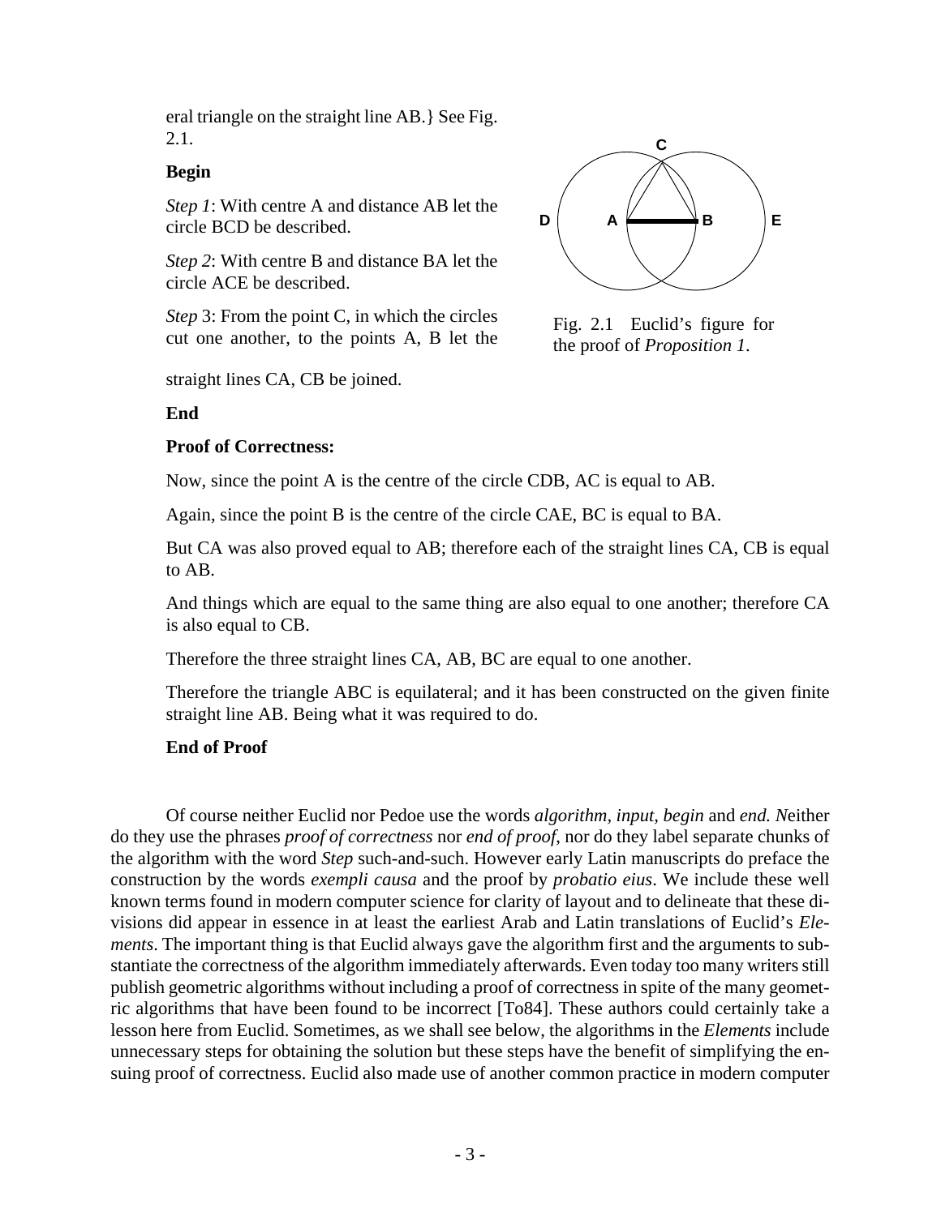eral triangle on the straight line AB.} See Fig. 2.1.

**Begin**

*Step 1*: With centre A and distance AB let the circle BCD be described.

*Step 2*: With centre B and distance BA let the circle ACE be described.

*Step* 3: From the point C, in which the circles cut one another, to the points A, B let the straight lines CA, CB be joined.

**End**

Fig. 2.1 Euclid's figure for the proof of *Proposition 1*.

**Proof of Correctness:**

Now, since the point A is the centre of the circle CDB, AC is equal to AB.

Again, since the point B is the centre of the circle CAE, BC is equal to BA.

But CA was also proved equal to AB; therefore each of the straight lines CA, CB is equal to AB.

And things which are equal to the same thing are also equal to one another; therefore CA is also equal to CB.

Therefore the three straight lines CA, AB, BC are equal to one another.

Therefore the triangle ABC is equilateral; and it has been constructed on the given finite straight line AB. Being what it was required to do.

**End of Proof**

Of course neither Euclid nor Pedoe use the words *algorithm, input, begin* and *end. N*either do they use the phrases *proof of correctness* nor *end of proof*, nor do they label separate chunks of the algorithm with the word *Step* such-and-such. However early Latin manuscripts do preface the construction by the words *exempli causa* and the proof by *probatio eius*. We include these well known terms found in modern computer science for clarity of layout and to delineate that these divisions did appear in essence in at least the earliest Arab and Latin translations of Euclid's *Elements*. The important thing is that Euclid always gave the algorithm first and the arguments to substantiate the correctness of the algorithm immediately afterwards. Even today too many writers still publish geometric algorithms without including a proof of correctness in spite of the many geometric algorithms that have been found to be incorrect [To84]. These authors could certainly take a lesson here from Euclid. Sometimes, as we shall see below, the algorithms in the *Elements* include unnecessary steps for obtaining the solution but these steps have the benefit of simplifying the ensuing proof of correctness. Euclid also made use of another common practice in modern computer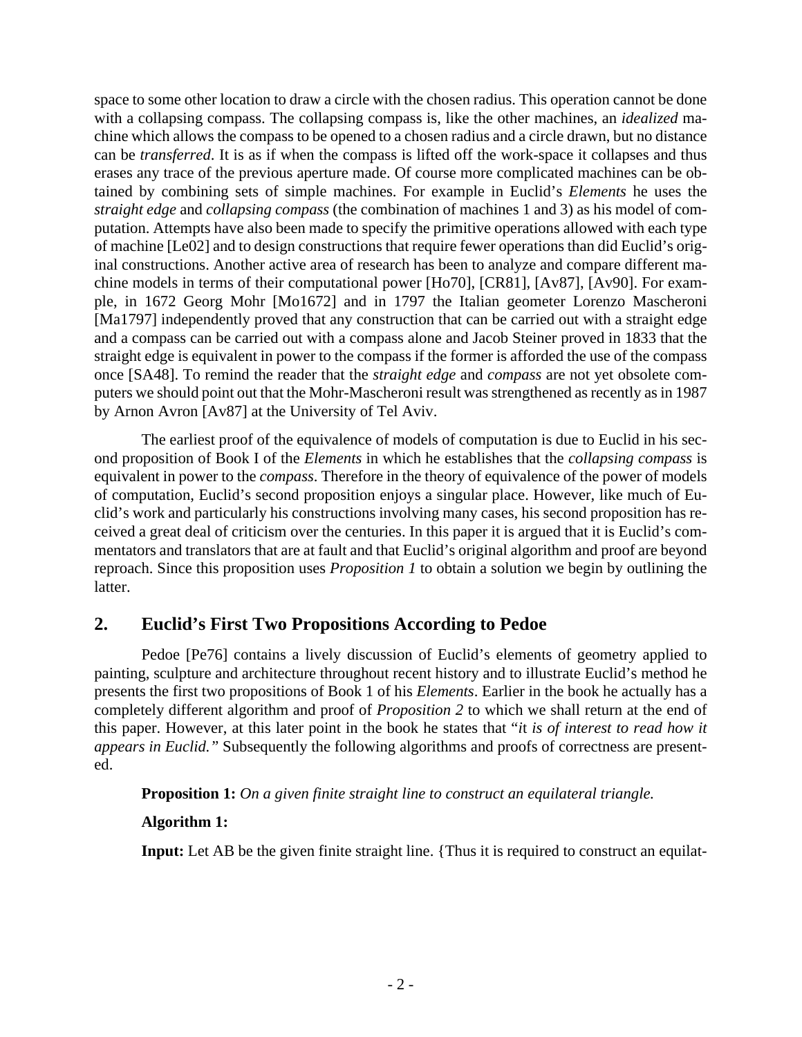space to some other location to draw a circle with the chosen radius. This operation cannot be done with a collapsing compass. The collapsing compass is, like the other machines, an *idealized* machine which allows the compass to be opened to a chosen radius and a circle drawn, but no distance can be *transferred*. It is as if when the compass is lifted off the work-space it collapses and thus erases any trace of the previous aperture made. Of course more complicated machines can be obtained by combining sets of simple machines. For example in Euclid's *Elements* he uses the *straight edge* and *collapsing compass* (the combination of machines 1 and 3) as his model of computation. Attempts have also been made to specify the primitive operations allowed with each type of machine [Le02] and to design constructions that require fewer operations than did Euclid's original constructions. Another active area of research has been to analyze and compare different machine models in terms of their computational power [Ho70], [CR81], [Av87], [Av90]. For example, in 1672 Georg Mohr [Mo1672] and in 1797 the Italian geometer Lorenzo Mascheroni [Ma1797] independently proved that any construction that can be carried out with a straight edge and a compass can be carried out with a compass alone and Jacob Steiner proved in 1833 that the straight edge is equivalent in power to the compass if the former is afforded the use of the compass once [SA48]. To remind the reader that the *straight edge* and *compass* are not yet obsolete computers we should point out that the Mohr-Mascheroni result was strengthened as recently as in 1987 by Arnon Avron [Av87] at the University of Tel Aviv.

The earliest proof of the equivalence of models of computation is due to Euclid in his second proposition of Book I of the *Elements* in which he establishes that the *collapsing compass* is equivalent in power to the *compass*. Therefore in the theory of equivalence of the power of models of computation, Euclid's second proposition enjoys a singular place. However, like much of Euclid's work and particularly his constructions involving many cases, his second proposition has received a great deal of criticism over the centuries. In this paper it is argued that it is Euclid's commentators and translators that are at fault and that Euclid's original algorithm and proof are beyond reproach. Since this proposition uses *Proposition 1* to obtain a solution we begin by outlining the latter.

## 2. Euclid's First Two Propositions According to Pedoe

Pedoe [Pe76] contains a lively discussion of Euclid's elements of geometry applied to painting, sculpture and architecture throughout recent history and to illustrate Euclid's method he presents the first two propositions of Book 1 of his *Elements*. Earlier in the book he actually has a completely different algorithm and proof of *Proposition 2* to which we shall return at the end of this paper. However, at this later point in the book he states that "*it is of interest to read how it appears in Euclid."* Subsequently the following algorithms and proofs of correctness are presented.

**Proposition 1:** *On a given finite straight line to construct an equilateral triangle.*

**Algorithm 1:**

**Input:** Let AB be the given finite straight line. {Thus it is required to construct an equilat-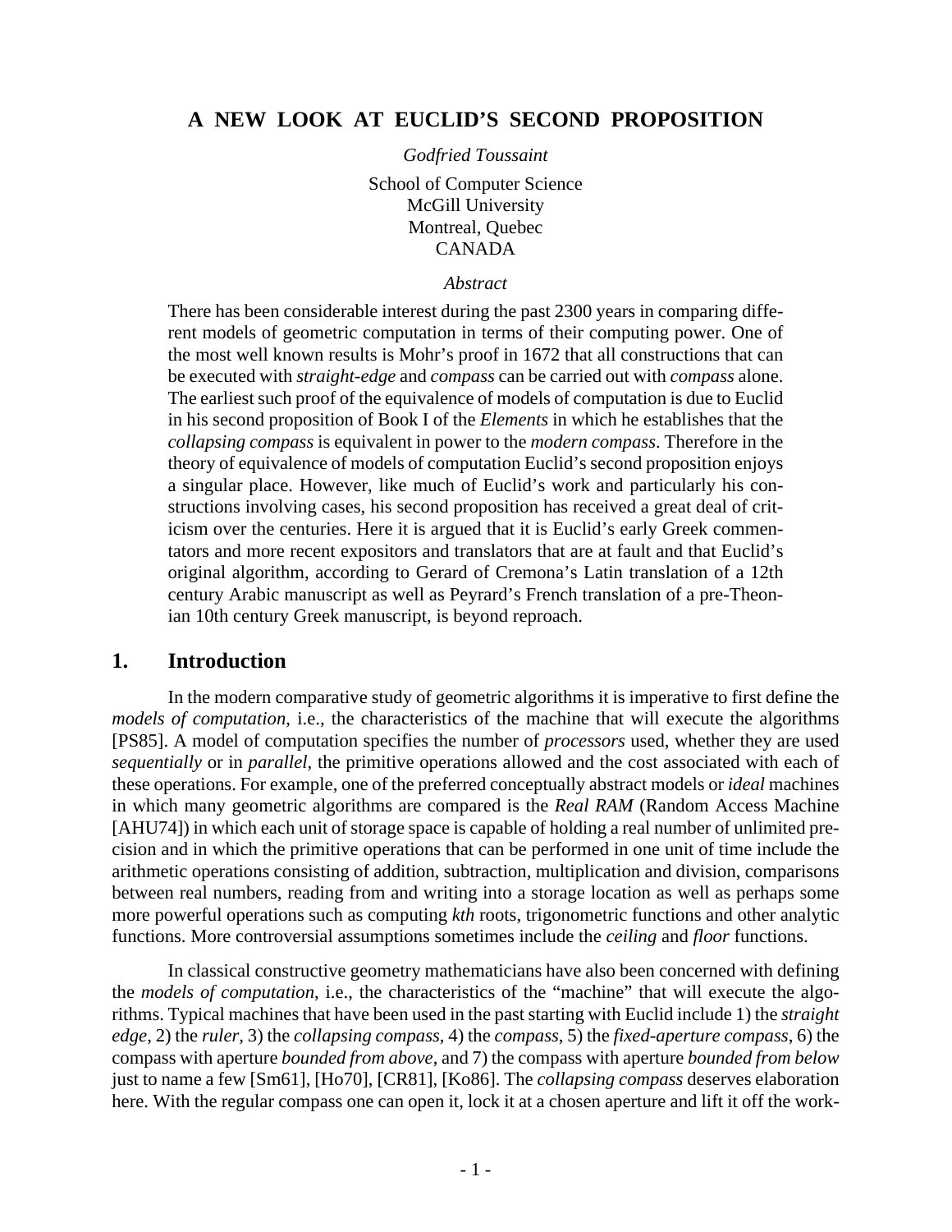## A NEW LOOK AT EUCLID'S SECOND PROPOSITION

*Godfried Toussaint*

School of Computer Science
McGill University
Montreal, Quebec
CANADA

*Abstract*

There has been considerable interest during the past 2300 years in comparing different models of geometric computation in terms of their computing power. One of the most well known results is Mohr's proof in 1672 that all constructions that can be executed with *straight-edge* and *compass* can be carried out with *compass* alone. The earliest such proof of the equivalence of models of computation is due to Euclid in his second proposition of Book I of the *Elements* in which he establishes that the *collapsing compass* is equivalent in power to the *modern compass*. Therefore in the theory of equivalence of models of computation Euclid's second proposition enjoys a singular place. However, like much of Euclid's work and particularly his constructions involving cases, his second proposition has received a great deal of criticism over the centuries. Here it is argued that it is Euclid's early Greek commentators and more recent expositors and translators that are at fault and that Euclid's original algorithm, according to Gerard of Cremona's Latin translation of a 12th century Arabic manuscript as well as Peyrard's French translation of a pre-Theonian 10th century Greek manuscript, is beyond reproach.

## 1. Introduction

In the modern comparative study of geometric algorithms it is imperative to first define the *models of computation*, i.e., the characteristics of the machine that will execute the algorithms [PS85]. A model of computation specifies the number of *processors* used, whether they are used *sequentially* or in *parallel*, the primitive operations allowed and the cost associated with each of these operations. For example, one of the preferred conceptually abstract models or *ideal* machines in which many geometric algorithms are compared is the *Real RAM* (Random Access Machine [AHU74]) in which each unit of storage space is capable of holding a real number of unlimited precision and in which the primitive operations that can be performed in one unit of time include the arithmetic operations consisting of addition, subtraction, multiplication and division, comparisons between real numbers, reading from and writing into a storage location as well as perhaps some more powerful operations such as computing *kth* roots, trigonometric functions and other analytic functions. More controversial assumptions sometimes include the *ceiling* and *floor* functions.

In classical constructive geometry mathematicians have also been concerned with defining the *models of computation*, i.e., the characteristics of the "machine" that will execute the algorithms. Typical machines that have been used in the past starting with Euclid include 1) the *straight edge*, 2) the *ruler*, 3) the *collapsing compass*, 4) the *compass*, 5) the *fixed-aperture compass*, 6) the compass with aperture *bounded from above*, and 7) the compass with aperture *bounded from below* just to name a few [Sm61], [Ho70], [CR81], [Ko86]. The *collapsing compass* deserves elaboration here. With the regular compass one can open it, lock it at a chosen aperture and lift it off the work-